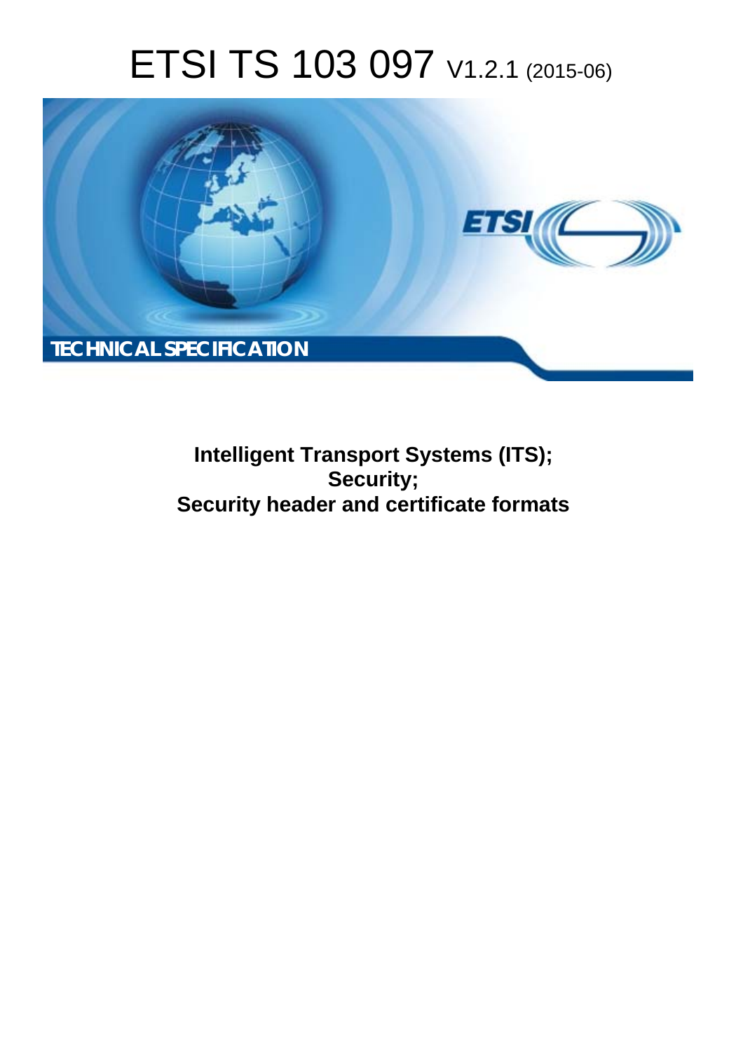# ETSI TS 103 097 V1.2.1 (2015-06)

TECHNICAL SPECIFICATION

**Intelligent Transport Systems (ITS);**
**Security;**
**Security header and certificate formats**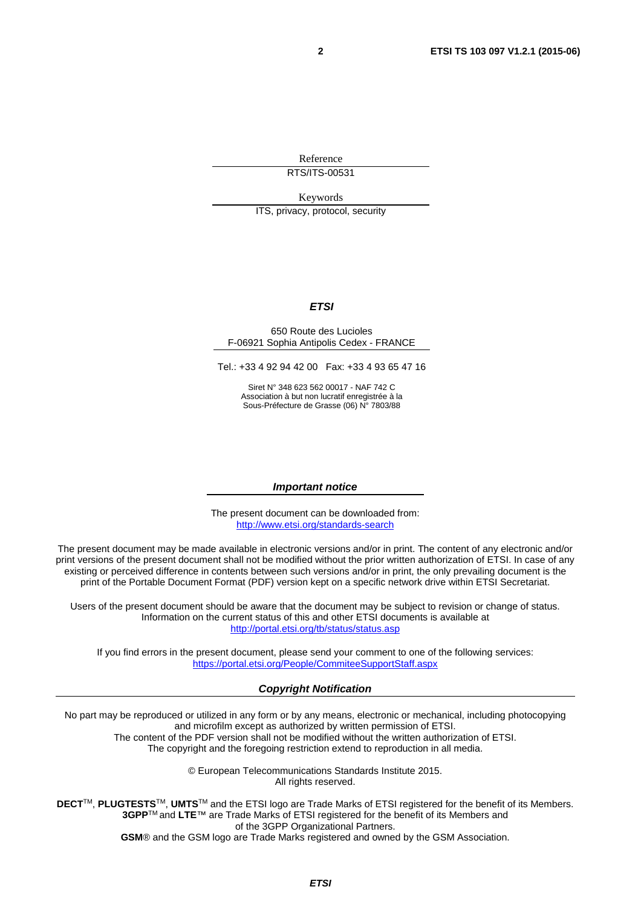Reference

RTS/ITS-00531

Keywords

ITS, privacy, protocol, security

***ETSI***

650 Route des Lucioles
F-06921 Sophia Antipolis Cedex - FRANCE

Tel.: +33 4 92 94 42 00   Fax: +33 4 93 65 47 16

Siret N° 348 623 562 00017 - NAF 742 C
Association à but non lucratif enregistrée à la
Sous-Préfecture de Grasse (06) N° 7803/88

***Important notice***

The present document can be downloaded from:
http://www.etsi.org/standards-search

The present document may be made available in electronic versions and/or in print. The content of any electronic and/or print versions of the present document shall not be modified without the prior written authorization of ETSI. In case of any existing or perceived difference in contents between such versions and/or in print, the only prevailing document is the print of the Portable Document Format (PDF) version kept on a specific network drive within ETSI Secretariat.

Users of the present document should be aware that the document may be subject to revision or change of status. Information on the current status of this and other ETSI documents is available at
http://portal.etsi.org/tb/status/status.asp

If you find errors in the present document, please send your comment to one of the following services:
https://portal.etsi.org/People/CommiteeSupportStaff.aspx

***Copyright Notification***

No part may be reproduced or utilized in any form or by any means, electronic or mechanical, including photocopying and microfilm except as authorized by written permission of ETSI.
The content of the PDF version shall not be modified without the written authorization of ETSI.
The copyright and the foregoing restriction extend to reproduction in all media.

© European Telecommunications Standards Institute 2015.
All rights reserved.

**DECT**™, **PLUGTESTS**™, **UMTS**™ and the ETSI logo are Trade Marks of ETSI registered for the benefit of its Members.
**3GPP**™ and **LTE**™ are Trade Marks of ETSI registered for the benefit of its Members and of the 3GPP Organizational Partners.
**GSM**® and the GSM logo are Trade Marks registered and owned by the GSM Association.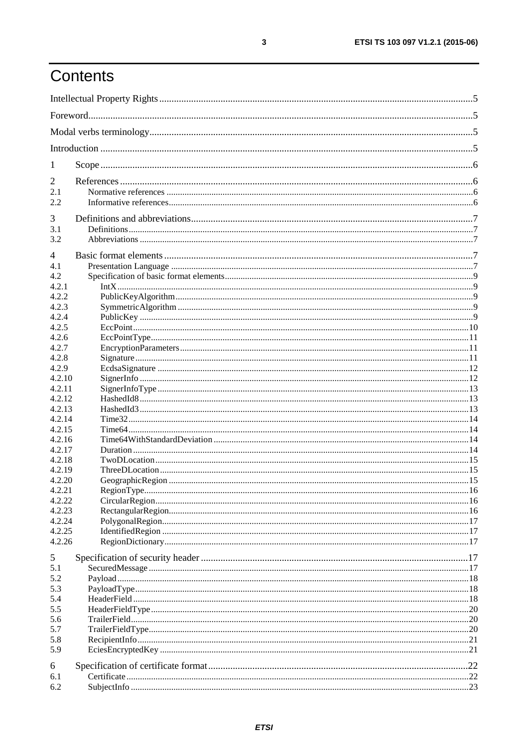# Contents

Intellectual Property Rights ..... 5

Foreword ..... 5

Modal verbs terminology ..... 5

Introduction ..... 5

1 Scope ..... 6

2 References ..... 6
2.1 Normative references ..... 6
2.2 Informative references ..... 6

3 Definitions and abbreviations ..... 7
3.1 Definitions ..... 7
3.2 Abbreviations ..... 7

4 Basic format elements ..... 7
4.1 Presentation Language ..... 7
4.2 Specification of basic format elements ..... 9
4.2.1 IntX ..... 9
4.2.2 PublicKeyAlgorithm ..... 9
4.2.3 SymmetricAlgorithm ..... 9
4.2.4 PublicKey ..... 9
4.2.5 EccPoint ..... 10
4.2.6 EccPointType ..... 11
4.2.7 EncryptionParameters ..... 11
4.2.8 Signature ..... 11
4.2.9 EcdsaSignature ..... 12
4.2.10 SignerInfo ..... 12
4.2.11 SignerInfoType ..... 13
4.2.12 HashedId8 ..... 13
4.2.13 HashedId3 ..... 13
4.2.14 Time32 ..... 14
4.2.15 Time64 ..... 14
4.2.16 Time64WithStandardDeviation ..... 14
4.2.17 Duration ..... 14
4.2.18 TwoDLocation ..... 15
4.2.19 ThreeDLocation ..... 15
4.2.20 GeographicRegion ..... 15
4.2.21 RegionType ..... 16
4.2.22 CircularRegion ..... 16
4.2.23 RectangularRegion ..... 16
4.2.24 PolygonalRegion ..... 17
4.2.25 IdentifiedRegion ..... 17
4.2.26 RegionDictionary ..... 17

5 Specification of security header ..... 17
5.1 SecuredMessage ..... 17
5.2 Payload ..... 18
5.3 PayloadType ..... 18
5.4 HeaderField ..... 18
5.5 HeaderFieldType ..... 20
5.6 TrailerField ..... 20
5.7 TrailerFieldType ..... 20
5.8 RecipientInfo ..... 21
5.9 EciesEncryptedKey ..... 21

6 Specification of certificate format ..... 22
6.1 Certificate ..... 22
6.2 SubjectInfo ..... 23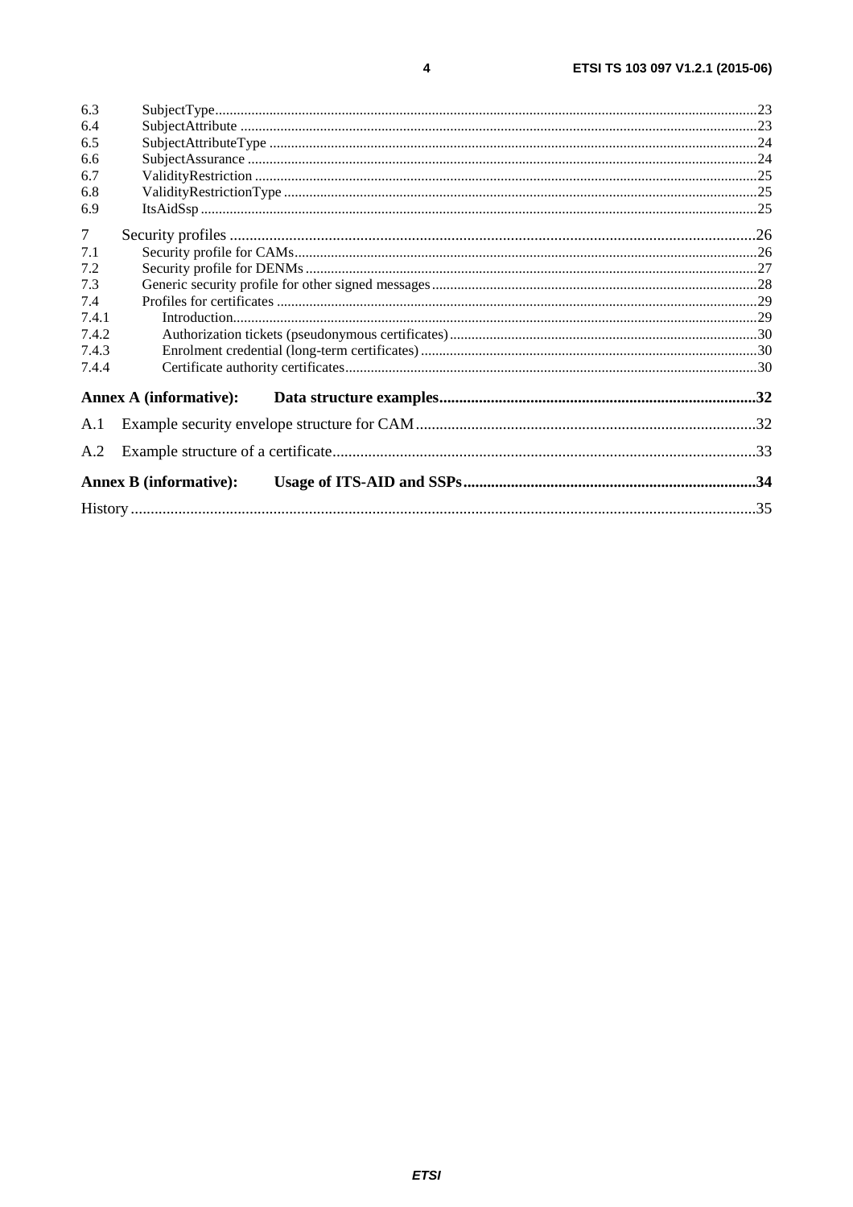6.3 SubjectType .....23
6.4 SubjectAttribute .....23
6.5 SubjectAttributeType .....24
6.6 SubjectAssurance .....24
6.7 ValidityRestriction .....25
6.8 ValidityRestrictionType .....25
6.9 ItsAidSsp .....25

7 Security profiles .....26
7.1 Security profile for CAMs .....26
7.2 Security profile for DENMs .....27
7.3 Generic security profile for other signed messages .....28
7.4 Profiles for certificates .....29
7.4.1 Introduction .....29
7.4.2 Authorization tickets (pseudonymous certificates) .....30
7.4.3 Enrolment credential (long-term certificates) .....30
7.4.4 Certificate authority certificates .....30

**Annex A (informative): Data structure examples .....32**

A.1 Example security envelope structure for CAM .....32

A.2 Example structure of a certificate .....33

**Annex B (informative): Usage of ITS-AID and SSPs .....34**

History .....35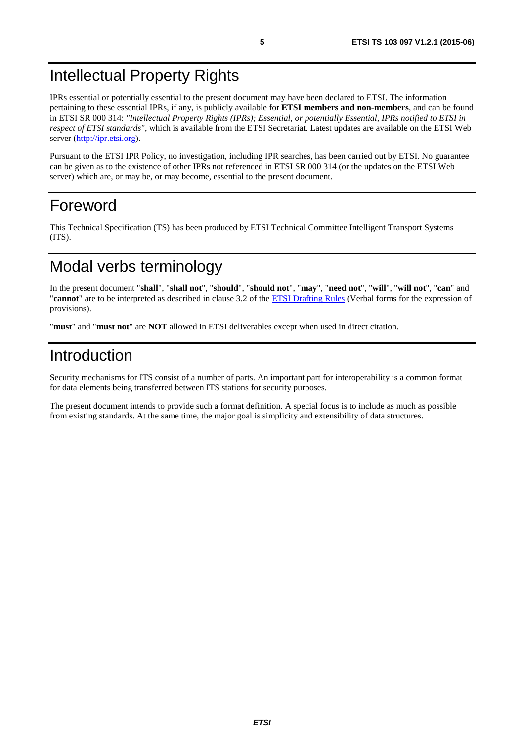# Intellectual Property Rights

IPRs essential or potentially essential to the present document may have been declared to ETSI. The information pertaining to these essential IPRs, if any, is publicly available for **ETSI members and non-members**, and can be found in ETSI SR 000 314: *"Intellectual Property Rights (IPRs); Essential, or potentially Essential, IPRs notified to ETSI in respect of ETSI standards"*, which is available from the ETSI Secretariat. Latest updates are available on the ETSI Web server (http://ipr.etsi.org).

Pursuant to the ETSI IPR Policy, no investigation, including IPR searches, has been carried out by ETSI. No guarantee can be given as to the existence of other IPRs not referenced in ETSI SR 000 314 (or the updates on the ETSI Web server) which are, or may be, or may become, essential to the present document.

# Foreword

This Technical Specification (TS) has been produced by ETSI Technical Committee Intelligent Transport Systems (ITS).

# Modal verbs terminology

In the present document "**shall**", "**shall not**", "**should**", "**should not**", "**may**", "**need not**", "**will**", "**will not**", "**can**" and "**cannot**" are to be interpreted as described in clause 3.2 of the ETSI Drafting Rules (Verbal forms for the expression of provisions).

"**must**" and "**must not**" are **NOT** allowed in ETSI deliverables except when used in direct citation.

# Introduction

Security mechanisms for ITS consist of a number of parts. An important part for interoperability is a common format for data elements being transferred between ITS stations for security purposes.

The present document intends to provide such a format definition. A special focus is to include as much as possible from existing standards. At the same time, the major goal is simplicity and extensibility of data structures.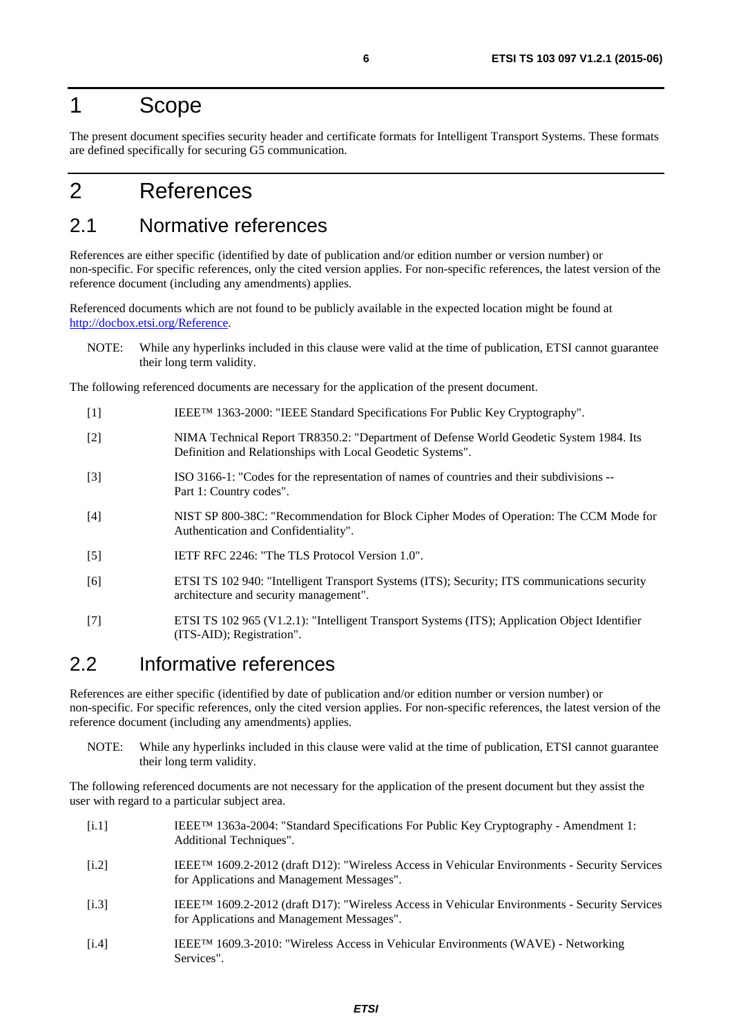# 1 Scope

The present document specifies security header and certificate formats for Intelligent Transport Systems. These formats are defined specifically for securing G5 communication.

# 2 References

## 2.1 Normative references

References are either specific (identified by date of publication and/or edition number or version number) or non-specific. For specific references, only the cited version applies. For non-specific references, the latest version of the reference document (including any amendments) applies.

Referenced documents which are not found to be publicly available in the expected location might be found at http://docbox.etsi.org/Reference.

NOTE: While any hyperlinks included in this clause were valid at the time of publication, ETSI cannot guarantee their long term validity.

The following referenced documents are necessary for the application of the present document.

[1] IEEE™ 1363-2000: "IEEE Standard Specifications For Public Key Cryptography".

[2] NIMA Technical Report TR8350.2: "Department of Defense World Geodetic System 1984. Its Definition and Relationships with Local Geodetic Systems".

[3] ISO 3166-1: "Codes for the representation of names of countries and their subdivisions -- Part 1: Country codes".

[4] NIST SP 800-38C: "Recommendation for Block Cipher Modes of Operation: The CCM Mode for Authentication and Confidentiality".

[5] IETF RFC 2246: "The TLS Protocol Version 1.0".

[6] ETSI TS 102 940: "Intelligent Transport Systems (ITS); Security; ITS communications security architecture and security management".

[7] ETSI TS 102 965 (V1.2.1): "Intelligent Transport Systems (ITS); Application Object Identifier (ITS-AID); Registration".

## 2.2 Informative references

References are either specific (identified by date of publication and/or edition number or version number) or non-specific. For specific references, only the cited version applies. For non-specific references, the latest version of the reference document (including any amendments) applies.

NOTE: While any hyperlinks included in this clause were valid at the time of publication, ETSI cannot guarantee their long term validity.

The following referenced documents are not necessary for the application of the present document but they assist the user with regard to a particular subject area.

[i.1] IEEE™ 1363a-2004: "Standard Specifications For Public Key Cryptography - Amendment 1: Additional Techniques".

[i.2] IEEE™ 1609.2-2012 (draft D12): "Wireless Access in Vehicular Environments - Security Services for Applications and Management Messages".

[i.3] IEEE™ 1609.2-2012 (draft D17): "Wireless Access in Vehicular Environments - Security Services for Applications and Management Messages".

[i.4] IEEE™ 1609.3-2010: "Wireless Access in Vehicular Environments (WAVE) - Networking Services".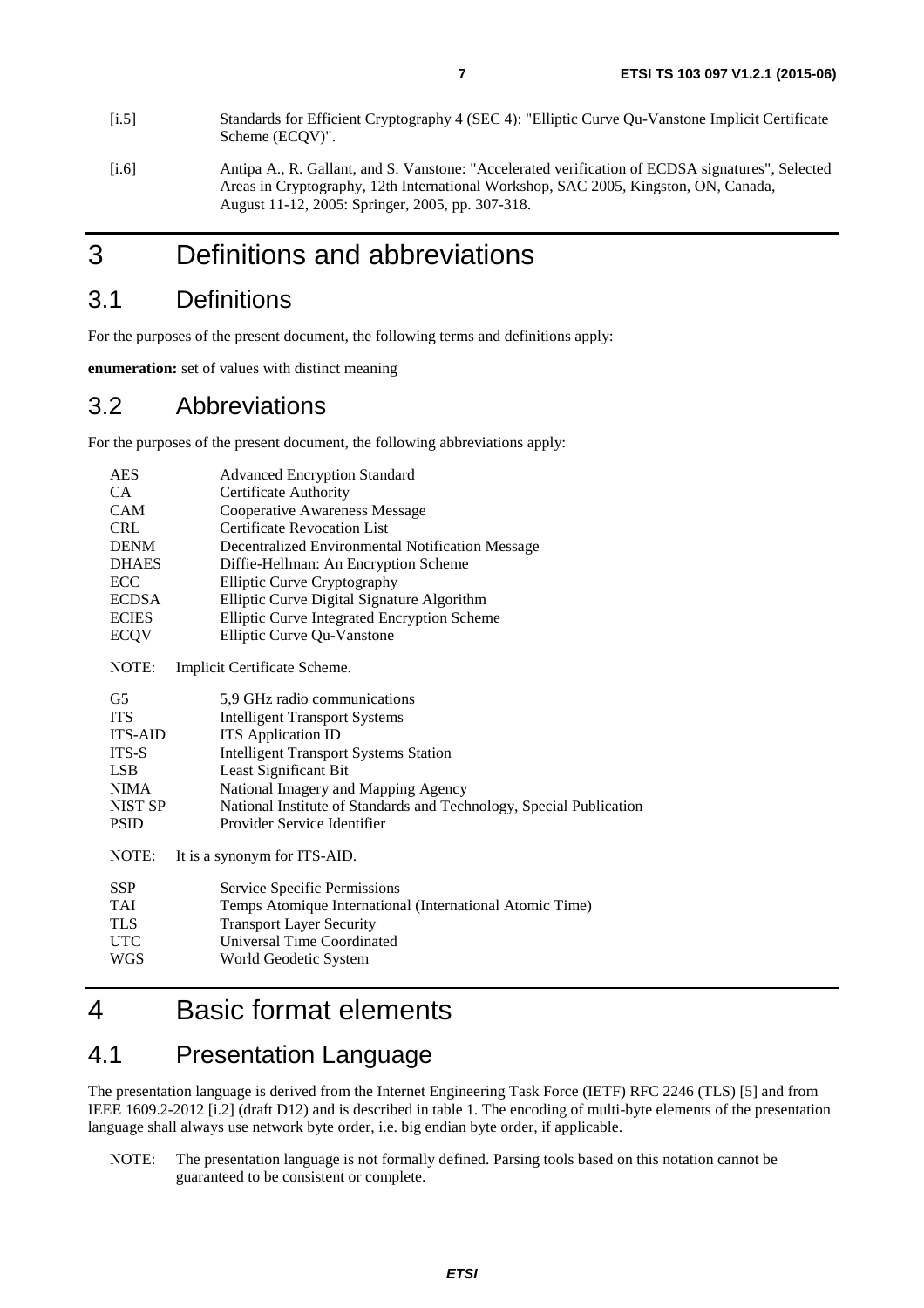[i.5] Standards for Efficient Cryptography 4 (SEC 4): "Elliptic Curve Qu-Vanstone Implicit Certificate Scheme (ECQV)".

[i.6] Antipa A., R. Gallant, and S. Vanstone: "Accelerated verification of ECDSA signatures", Selected Areas in Cryptography, 12th International Workshop, SAC 2005, Kingston, ON, Canada, August 11-12, 2005: Springer, 2005, pp. 307-318.

# 3 Definitions and abbreviations

## 3.1 Definitions

For the purposes of the present document, the following terms and definitions apply:

**enumeration:** set of values with distinct meaning

## 3.2 Abbreviations

For the purposes of the present document, the following abbreviations apply:

AES Advanced Encryption Standard
CA Certificate Authority
CAM Cooperative Awareness Message
CRL Certificate Revocation List
DENM Decentralized Environmental Notification Message
DHAES Diffie-Hellman: An Encryption Scheme
ECC Elliptic Curve Cryptography
ECDSA Elliptic Curve Digital Signature Algorithm
ECIES Elliptic Curve Integrated Encryption Scheme
ECQV Elliptic Curve Qu-Vanstone

NOTE: Implicit Certificate Scheme.

G5 5,9 GHz radio communications
ITS Intelligent Transport Systems
ITS-AID ITS Application ID
ITS-S Intelligent Transport Systems Station
LSB Least Significant Bit
NIMA National Imagery and Mapping Agency
NIST SP National Institute of Standards and Technology, Special Publication
PSID Provider Service Identifier

NOTE: It is a synonym for ITS-AID.

SSP Service Specific Permissions
TAI Temps Atomique International (International Atomic Time)
TLS Transport Layer Security
UTC Universal Time Coordinated
WGS World Geodetic System

# 4 Basic format elements

## 4.1 Presentation Language

The presentation language is derived from the Internet Engineering Task Force (IETF) RFC 2246 (TLS) [5] and from IEEE 1609.2-2012 [i.2] (draft D12) and is described in table 1. The encoding of multi-byte elements of the presentation language shall always use network byte order, i.e. big endian byte order, if applicable.

NOTE: The presentation language is not formally defined. Parsing tools based on this notation cannot be guaranteed to be consistent or complete.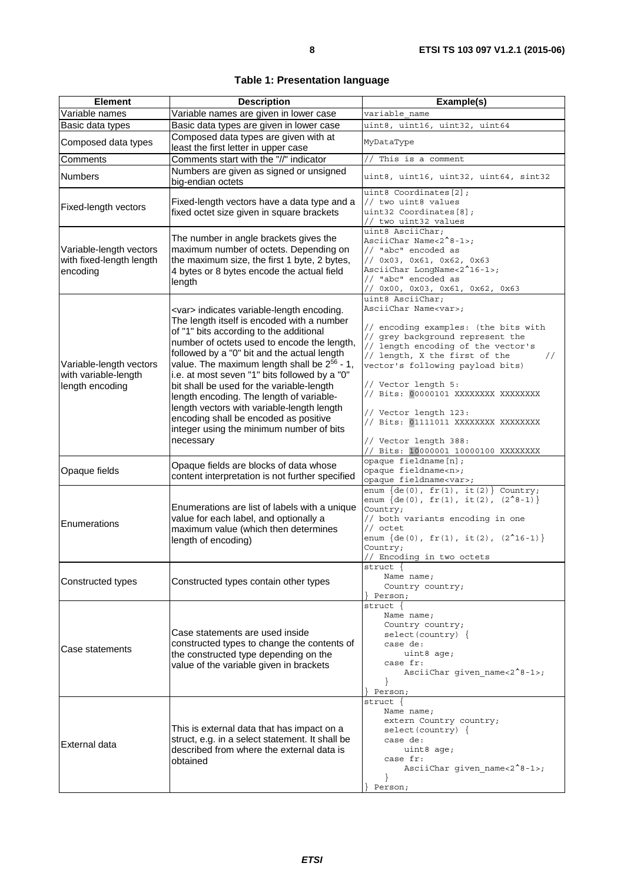**Table 1: Presentation language**

| Element | Description | Example(s) |
|---|---|---|
| Variable names | Variable names are given in lower case | `variable_name` |
| Basic data types | Basic data types are given in lower case | `uint8, uint16, uint32, uint64` |
| Composed data types | Composed data types are given with at least the first letter in upper case | `MyDataType` |
| Comments | Comments start with the "//" indicator | `// This is a comment` |
| Numbers | Numbers are given as signed or unsigned big-endian octets | `uint8, uint16, uint32, uint64, sint32` |
| Fixed-length vectors | Fixed-length vectors have a data type and a fixed octet size given in square brackets | `uint8 Coordinates[2];`<br>`// two uint8 values`<br>`uint32 Coordinates[8];`<br>`// two uint32 values` |
| Variable-length vectors with fixed-length length encoding | The number in angle brackets gives the maximum number of octets. Depending on the maximum size, the first 1 byte, 2 bytes, 4 bytes or 8 bytes encode the actual field length | `uint8 AsciiChar;`<br>`AsciiChar Name<2^8-1>;`<br>`// "abc" encoded as`<br>`// 0x03, 0x61, 0x62, 0x63`<br>`AsciiChar LongName<2^16-1>;`<br>`// "abc" encoded as`<br>`// 0x00, 0x03, 0x61, 0x62, 0x63` |
| Variable-length vectors with variable-length length encoding | <var> indicates variable-length encoding. The length itself is encoded with a number of "1" bits according to the additional number of octets used to encode the length, followed by a "0" bit and the actual length value. The maximum length shall be $2^{56}$ - 1, i.e. at most seven "1" bits followed by a "0" bit shall be used for the variable-length length encoding. The length of variable-length vectors with variable-length length encoding shall be encoded as positive integer using the minimum number of bits necessary | `uint8 AsciiChar;`<br>`AsciiChar Name<var>;`<br><br>`// encoding examples: (the bits with`<br>`// grey background represent the`<br>`// length encoding of the vector's`<br>`// length, X the first of the //`<br>`vector's following payload bits)`<br><br>`// Vector length 5:`<br>`// Bits: 00000101 XXXXXXXX XXXXXXXX`<br><br>`// Vector length 123:`<br>`// Bits: 01111011 XXXXXXXX XXXXXXXX`<br><br>`// Vector length 388:`<br>`// Bits: 10000001 10000100 XXXXXXXX` |
| Opaque fields | Opaque fields are blocks of data whose content interpretation is not further specified | `opaque fieldname[n];`<br>`opaque fieldname<n>;`<br>`opaque fieldname<var>;` |
| Enumerations | Enumerations are list of labels with a unique value for each label, and optionally a maximum value (which then determines length of encoding) | `enum {de(0), fr(1), it(2)} Country;`<br>`enum {de(0), fr(1), it(2), (2^8-1)}`<br>`Country;`<br>`// both variants encoding in one`<br>`// octet`<br>`enum {de(0), fr(1), it(2), (2^16-1)}`<br>`Country;`<br>`// Encoding in two octets` |
| Constructed types | Constructed types contain other types | `struct {`<br>`    Name name;`<br>`    Country country;`<br>`} Person;` |
| Case statements | Case statements are used inside constructed types to change the contents of the constructed type depending on the value of the variable given in brackets | `struct {`<br>`    Name name;`<br>`    Country country;`<br>`    select(country) {`<br>`    case de:`<br>`        uint8 age;`<br>`    case fr:`<br>`        AsciiChar given_name<2^8-1>;`<br>`    }`<br>`} Person;` |
| External data | This is external data that has impact on a struct, e.g. in a select statement. It shall be described from where the external data is obtained | `struct {`<br>`    Name name;`<br>`    extern Country country;`<br>`    select(country) {`<br>`    case de:`<br>`        uint8 age;`<br>`    case fr:`<br>`        AsciiChar given_name<2^8-1>;`<br>`    }`<br>`} Person;` |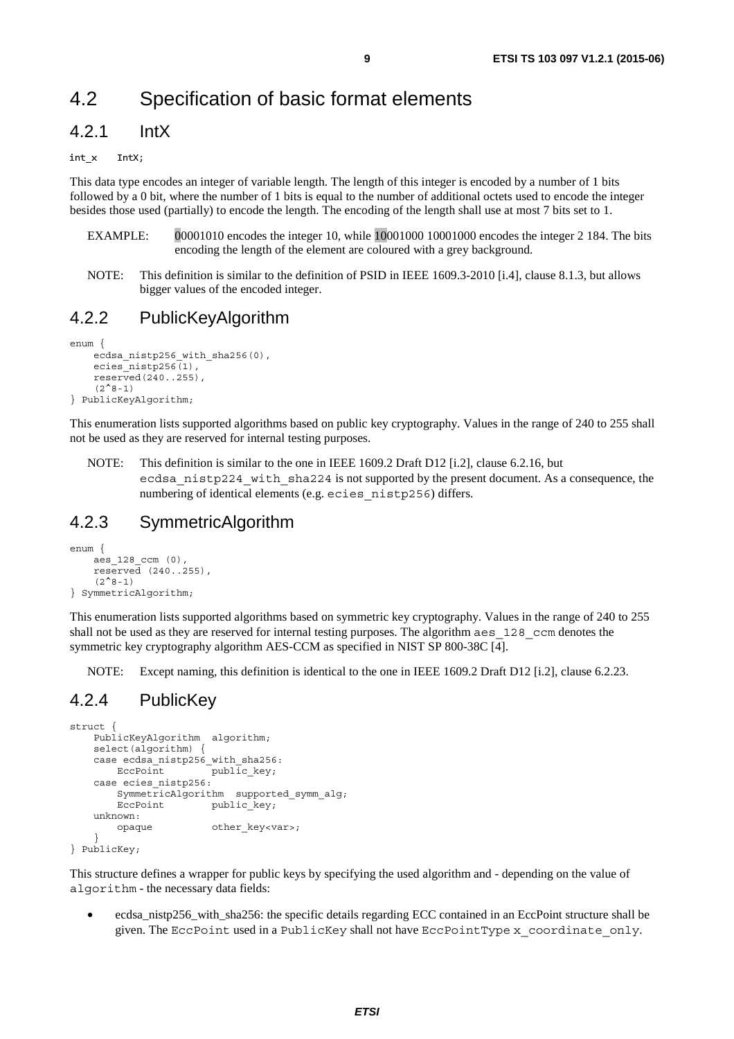## 4.2 Specification of basic format elements

### 4.2.1 IntX

```
int_x    IntX;
```

This data type encodes an integer of variable length. The length of this integer is encoded by a number of 1 bits followed by a 0 bit, where the number of 1 bits is equal to the number of additional octets used to encode the integer besides those used (partially) to encode the length. The encoding of the length shall use at most 7 bits set to 1.

EXAMPLE: 00001010 encodes the integer 10, while 10001000 10001000 encodes the integer 2 184. The bits encoding the length of the element are coloured with a grey background.

NOTE: This definition is similar to the definition of PSID in IEEE 1609.3-2010 [i.4], clause 8.1.3, but allows bigger values of the encoded integer.

### 4.2.2 PublicKeyAlgorithm

```
enum {
    ecdsa_nistp256_with_sha256(0),
    ecies_nistp256(1),
    reserved(240..255),
    (2^8-1)
} PublicKeyAlgorithm;
```

This enumeration lists supported algorithms based on public key cryptography. Values in the range of 240 to 255 shall not be used as they are reserved for internal testing purposes.

NOTE: This definition is similar to the one in IEEE 1609.2 Draft D12 [i.2], clause 6.2.16, but ecdsa_nistp224_with_sha224 is not supported by the present document. As a consequence, the numbering of identical elements (e.g. ecies_nistp256) differs.

### 4.2.3 SymmetricAlgorithm

```
enum {
    aes_128_ccm (0),
    reserved (240..255),
    (2^8-1)
} SymmetricAlgorithm;
```

This enumeration lists supported algorithms based on symmetric key cryptography. Values in the range of 240 to 255 shall not be used as they are reserved for internal testing purposes. The algorithm aes_128_ccm denotes the symmetric key cryptography algorithm AES-CCM as specified in NIST SP 800-38C [4].

NOTE: Except naming, this definition is identical to the one in IEEE 1609.2 Draft D12 [i.2], clause 6.2.23.

### 4.2.4 PublicKey

```
struct {
    PublicKeyAlgorithm  algorithm;
    select(algorithm) {
    case ecdsa_nistp256_with_sha256:
        EccPoint        public_key;
    case ecies_nistp256:
        SymmetricAlgorithm  supported_symm_alg;
        EccPoint        public_key;
    unknown:
        opaque          other_key<var>;
    }
} PublicKey;
```

This structure defines a wrapper for public keys by specifying the used algorithm and - depending on the value of algorithm - the necessary data fields:

- ecdsa_nistp256_with_sha256: the specific details regarding ECC contained in an EccPoint structure shall be given. The EccPoint used in a PublicKey shall not have EccPointType x_coordinate_only.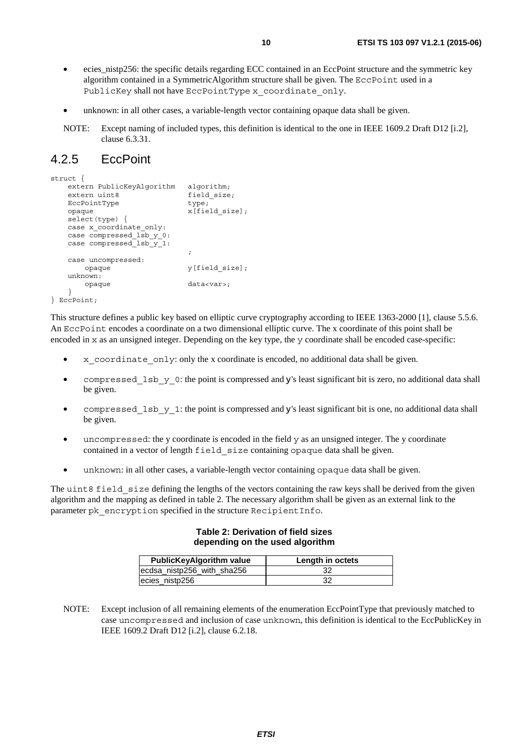- ecies_nistp256: the specific details regarding ECC contained in an EccPoint structure and the symmetric key algorithm contained in a SymmetricAlgorithm structure shall be given. The EccPoint used in a PublicKey shall not have EccPointType x_coordinate_only.
- unknown: in all other cases, a variable-length vector containing opaque data shall be given.

NOTE: Except naming of included types, this definition is identical to the one in IEEE 1609.2 Draft D12 [i.2], clause 6.3.31.

## 4.2.5 EccPoint

```
struct {
    extern PublicKeyAlgorithm   algorithm;
    extern uint8                field_size;
    EccPointType                type;
    opaque                      x[field_size];
    select(type) {
    case x_coordinate_only:
    case compressed_lsb_y_0:
    case compressed_lsb_y_1:
                                ;
    case uncompressed:
        opaque                  y[field_size];
    unknown:
        opaque                  data<var>;
    }
} EccPoint;
```

This structure defines a public key based on elliptic curve cryptography according to IEEE 1363-2000 [1], clause 5.5.6. An EccPoint encodes a coordinate on a two dimensional elliptic curve. The x coordinate of this point shall be encoded in x as an unsigned integer. Depending on the key type, the y coordinate shall be encoded case-specific:

- x_coordinate_only: only the x coordinate is encoded, no additional data shall be given.
- compressed_lsb_y_0: the point is compressed and y's least significant bit is zero, no additional data shall be given.
- compressed_lsb_y_1: the point is compressed and y's least significant bit is one, no additional data shall be given.
- uncompressed: the y coordinate is encoded in the field y as an unsigned integer. The y coordinate contained in a vector of length field_size containing opaque data shall be given.
- unknown: in all other cases, a variable-length vector containing opaque data shall be given.

The uint8 field_size defining the lengths of the vectors containing the raw keys shall be derived from the given algorithm and the mapping as defined in table 2. The necessary algorithm shall be given as an external link to the parameter pk_encryption specified in the structure RecipientInfo.

**Table 2: Derivation of field sizes depending on the used algorithm**

| PublicKeyAlgorithm value | Length in octets |
|---|---|
| ecdsa_nistp256_with_sha256 | 32 |
| ecies_nistp256 | 32 |

NOTE: Except inclusion of all remaining elements of the enumeration EccPointType that previously matched to case uncompressed and inclusion of case unknown, this definition is identical to the EccPublicKey in IEEE 1609.2 Draft D12 [i.2], clause 6.2.18.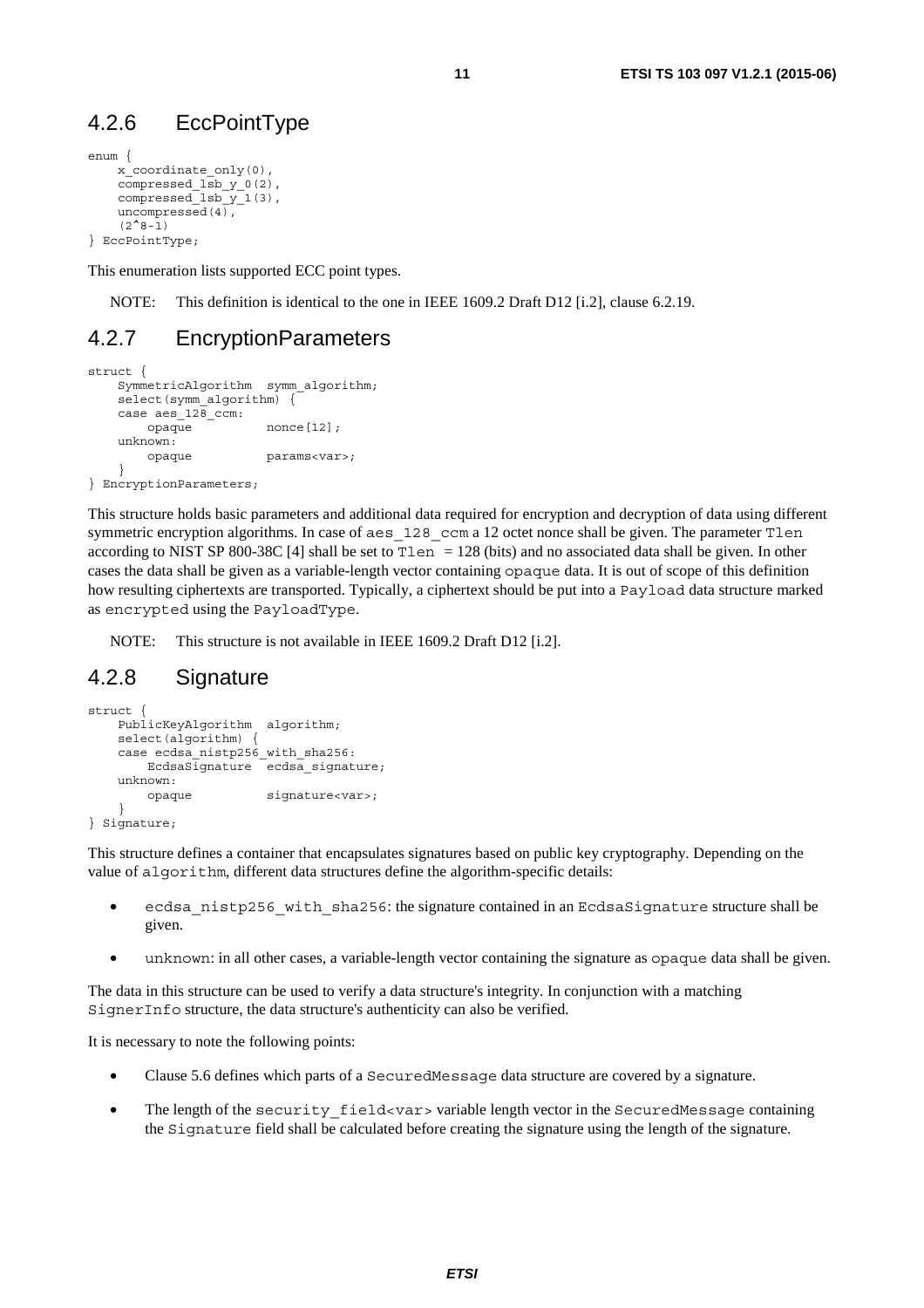## 4.2.6 EccPointType

```
enum {
    x_coordinate_only(0),
    compressed_lsb_y_0(2),
    compressed_lsb_y_1(3),
    uncompressed(4),
    (2^8-1)
} EccPointType;
```

This enumeration lists supported ECC point types.

NOTE: This definition is identical to the one in IEEE 1609.2 Draft D12 [i.2], clause 6.2.19.

## 4.2.7 EncryptionParameters

```
struct {
    SymmetricAlgorithm  symm_algorithm;
    select(symm_algorithm) {
    case aes_128_ccm:
        opaque          nonce[12];
    unknown:
        opaque          params<var>;
    }
} EncryptionParameters;
```

This structure holds basic parameters and additional data required for encryption and decryption of data using different symmetric encryption algorithms. In case of `aes_128_ccm` a 12 octet nonce shall be given. The parameter `Tlen` according to NIST SP 800-38C [4] shall be set to `Tlen = 128` (bits) and no associated data shall be given. In other cases the data shall be given as a variable-length vector containing `opaque` data. It is out of scope of this definition how resulting ciphertexts are transported. Typically, a ciphertext should be put into a `Payload` data structure marked as `encrypted` using the `PayloadType`.

NOTE: This structure is not available in IEEE 1609.2 Draft D12 [i.2].

## 4.2.8 Signature

```
struct {
    PublicKeyAlgorithm  algorithm;
    select(algorithm) {
    case ecdsa_nistp256_with_sha256:
        EcdsaSignature  ecdsa_signature;
    unknown:
        opaque          signature<var>;
    }
} Signature;
```

This structure defines a container that encapsulates signatures based on public key cryptography. Depending on the value of `algorithm`, different data structures define the algorithm-specific details:

- `ecdsa_nistp256_with_sha256`: the signature contained in an `EcdsaSignature` structure shall be given.
- `unknown`: in all other cases, a variable-length vector containing the signature as `opaque` data shall be given.

The data in this structure can be used to verify a data structure's integrity. In conjunction with a matching `SignerInfo` structure, the data structure's authenticity can also be verified.

It is necessary to note the following points:

- Clause 5.6 defines which parts of a `SecuredMessage` data structure are covered by a signature.
- The length of the `security_field<var>` variable length vector in the `SecuredMessage` containing the `Signature` field shall be calculated before creating the signature using the length of the signature.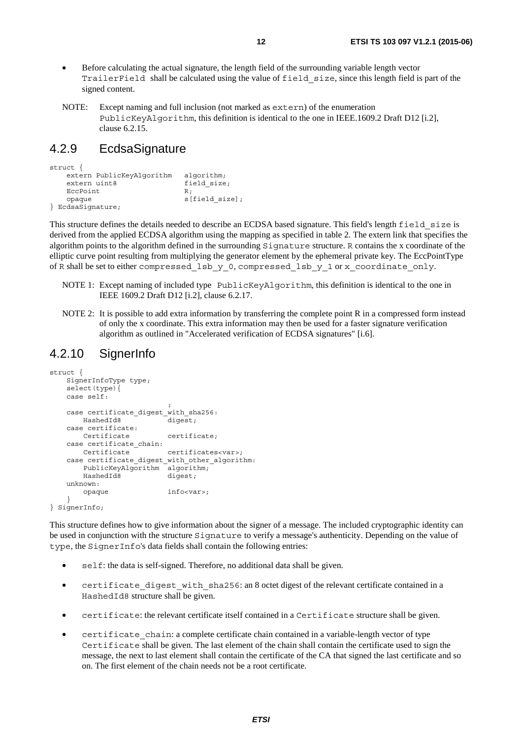- Before calculating the actual signature, the length field of the surrounding variable length vector TrailerField shall be calculated using the value of field_size, since this length field is part of the signed content.

NOTE: Except naming and full inclusion (not marked as extern) of the enumeration PublicKeyAlgorithm, this definition is identical to the one in IEEE.1609.2 Draft D12 [i.2], clause 6.2.15.

### 4.2.9 EcdsaSignature

```
struct {
    extern PublicKeyAlgorithm   algorithm;
    extern uint8                field_size;
    EccPoint                    R;
    opaque                      s[field_size];
} EcdsaSignature;
```

This structure defines the details needed to describe an ECDSA based signature. This field's length field_size is derived from the applied ECDSA algorithm using the mapping as specified in table 2. The extern link that specifies the algorithm points to the algorithm defined in the surrounding Signature structure. R contains the x coordinate of the elliptic curve point resulting from multiplying the generator element by the ephemeral private key. The EccPointType of R shall be set to either compressed_lsb_y_0, compressed_lsb_y_1 or x_coordinate_only.

NOTE 1: Except naming of included type PublicKeyAlgorithm, this definition is identical to the one in IEEE 1609.2 Draft D12 [i.2], clause 6.2.17.

NOTE 2: It is possible to add extra information by transferring the complete point R in a compressed form instead of only the x coordinate. This extra information may then be used for a faster signature verification algorithm as outlined in "Accelerated verification of ECDSA signatures" [i.6].

### 4.2.10 SignerInfo

```
struct {
    SignerInfoType type;
    select(type){
    case self:
                            ;
    case certificate_digest_with_sha256:
        HashedId8           digest;
    case certificate:
        Certificate         certificate;
    case certificate_chain:
        Certificate         certificates<var>;
    case certificate_digest_with_other_algorithm:
        PublicKeyAlgorithm  algorithm;
        HashedId8           digest;
    unknown:
        opaque              info<var>;
    }
} SignerInfo;
```

This structure defines how to give information about the signer of a message. The included cryptographic identity can be used in conjunction with the structure Signature to verify a message's authenticity. Depending on the value of type, the SignerInfo's data fields shall contain the following entries:

- self: the data is self-signed. Therefore, no additional data shall be given.
- certificate_digest_with_sha256: an 8 octet digest of the relevant certificate contained in a HashedId8 structure shall be given.
- certificate: the relevant certificate itself contained in a Certificate structure shall be given.
- certificate_chain: a complete certificate chain contained in a variable-length vector of type Certificate shall be given. The last element of the chain shall contain the certificate used to sign the message, the next to last element shall contain the certificate of the CA that signed the last certificate and so on. The first element of the chain needs not be a root certificate.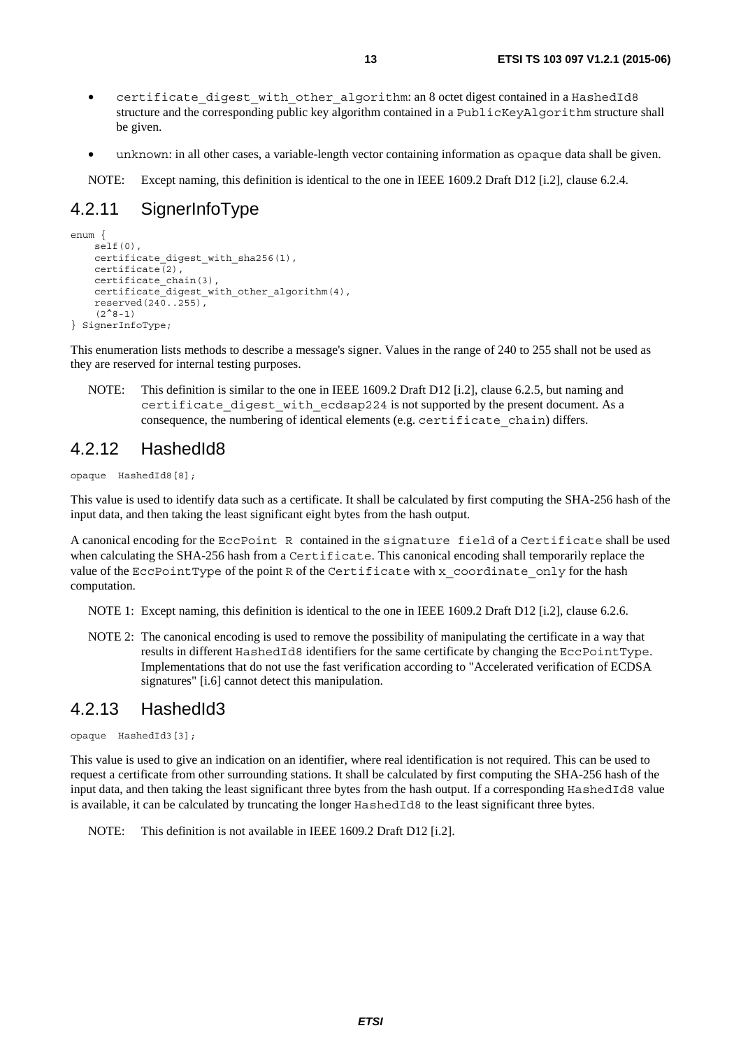- certificate_digest_with_other_algorithm: an 8 octet digest contained in a HashedId8 structure and the corresponding public key algorithm contained in a PublicKeyAlgorithm structure shall be given.
- unknown: in all other cases, a variable-length vector containing information as opaque data shall be given.

NOTE: Except naming, this definition is identical to the one in IEEE 1609.2 Draft D12 [i.2], clause 6.2.4.

## 4.2.11 SignerInfoType

```
enum {
    self(0),
    certificate_digest_with_sha256(1),
    certificate(2),
    certificate_chain(3),
    certificate_digest_with_other_algorithm(4),
    reserved(240..255),
    (2^8-1)
} SignerInfoType;
```

This enumeration lists methods to describe a message's signer. Values in the range of 240 to 255 shall not be used as they are reserved for internal testing purposes.

NOTE: This definition is similar to the one in IEEE 1609.2 Draft D12 [i.2], clause 6.2.5, but naming and certificate_digest_with_ecdsap224 is not supported by the present document. As a consequence, the numbering of identical elements (e.g. certificate_chain) differs.

## 4.2.12 HashedId8

```
opaque  HashedId8[8];
```

This value is used to identify data such as a certificate. It shall be calculated by first computing the SHA-256 hash of the input data, and then taking the least significant eight bytes from the hash output.

A canonical encoding for the EccPoint R contained in the signature field of a Certificate shall be used when calculating the SHA-256 hash from a Certificate. This canonical encoding shall temporarily replace the value of the EccPointType of the point R of the Certificate with x_coordinate_only for the hash computation.

NOTE 1: Except naming, this definition is identical to the one in IEEE 1609.2 Draft D12 [i.2], clause 6.2.6.

NOTE 2: The canonical encoding is used to remove the possibility of manipulating the certificate in a way that results in different HashedId8 identifiers for the same certificate by changing the EccPointType. Implementations that do not use the fast verification according to "Accelerated verification of ECDSA signatures" [i.6] cannot detect this manipulation.

## 4.2.13 HashedId3

```
opaque  HashedId3[3];
```

This value is used to give an indication on an identifier, where real identification is not required. This can be used to request a certificate from other surrounding stations. It shall be calculated by first computing the SHA-256 hash of the input data, and then taking the least significant three bytes from the hash output. If a corresponding HashedId8 value is available, it can be calculated by truncating the longer HashedId8 to the least significant three bytes.

NOTE: This definition is not available in IEEE 1609.2 Draft D12 [i.2].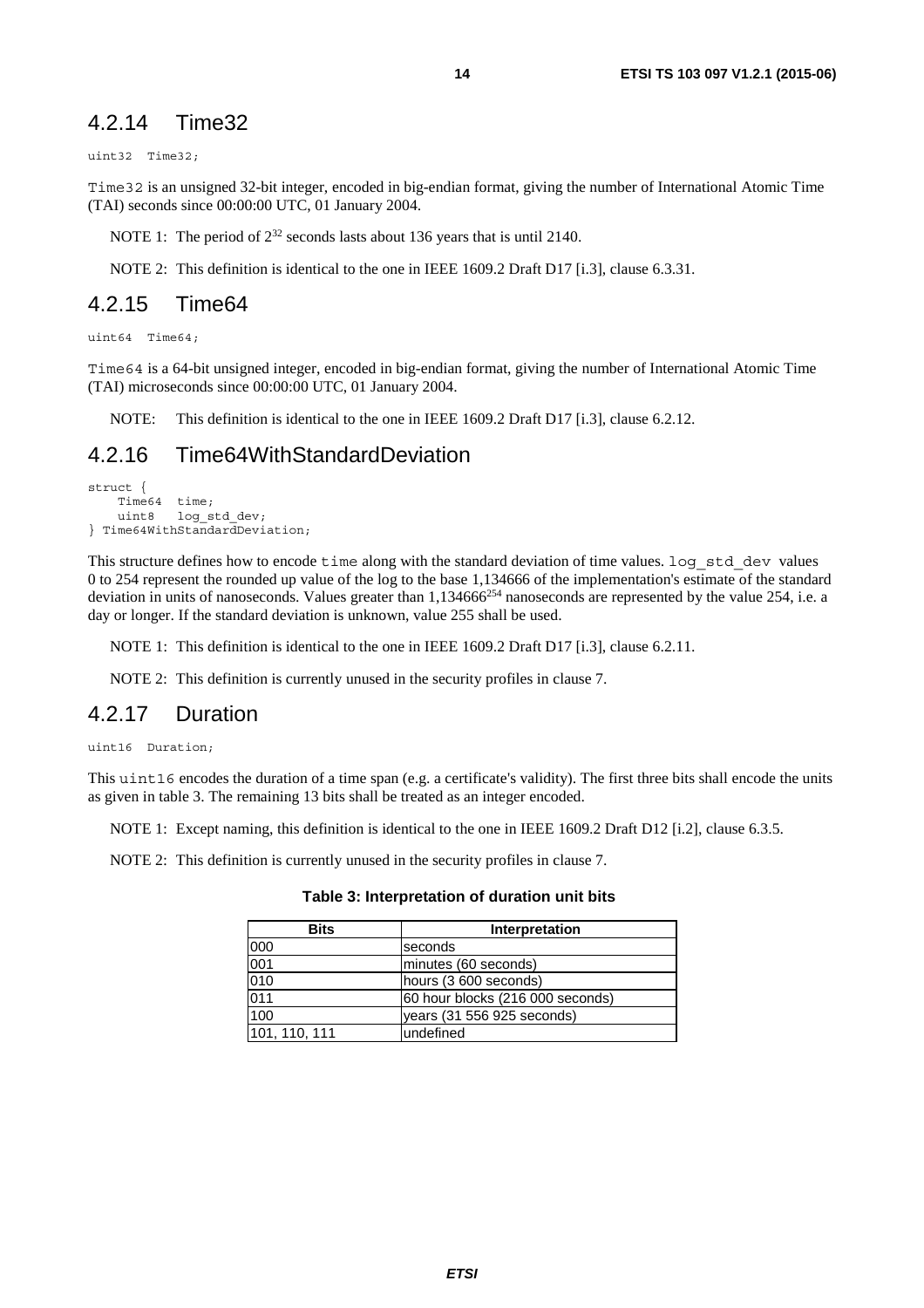### 4.2.14 Time32

```
uint32  Time32;
```

Time32 is an unsigned 32-bit integer, encoded in big-endian format, giving the number of International Atomic Time (TAI) seconds since 00:00:00 UTC, 01 January 2004.

NOTE 1: The period of $2^{32}$ seconds lasts about 136 years that is until 2140.

NOTE 2: This definition is identical to the one in IEEE 1609.2 Draft D17 [i.3], clause 6.3.31.

### 4.2.15 Time64

```
uint64  Time64;
```

Time64 is a 64-bit unsigned integer, encoded in big-endian format, giving the number of International Atomic Time (TAI) microseconds since 00:00:00 UTC, 01 January 2004.

NOTE: This definition is identical to the one in IEEE 1609.2 Draft D17 [i.3], clause 6.2.12.

### 4.2.16 Time64WithStandardDeviation

```
struct {
    Time64  time;
    uint8   log_std_dev;
} Time64WithStandardDeviation;
```

This structure defines how to encode time along with the standard deviation of time values. log_std_dev values 0 to 254 represent the rounded up value of the log to the base 1,134666 of the implementation's estimate of the standard deviation in units of nanoseconds. Values greater than $1{,}134666^{254}$ nanoseconds are represented by the value 254, i.e. a day or longer. If the standard deviation is unknown, value 255 shall be used.

NOTE 1: This definition is identical to the one in IEEE 1609.2 Draft D17 [i.3], clause 6.2.11.

NOTE 2: This definition is currently unused in the security profiles in clause 7.

### 4.2.17 Duration

```
uint16  Duration;
```

This uint16 encodes the duration of a time span (e.g. a certificate's validity). The first three bits shall encode the units as given in table 3. The remaining 13 bits shall be treated as an integer encoded.

NOTE 1: Except naming, this definition is identical to the one in IEEE 1609.2 Draft D12 [i.2], clause 6.3.5.

NOTE 2: This definition is currently unused in the security profiles in clause 7.

**Table 3: Interpretation of duration unit bits**

| Bits | Interpretation |
|---|---|
| 000 | seconds |
| 001 | minutes (60 seconds) |
| 010 | hours (3 600 seconds) |
| 011 | 60 hour blocks (216 000 seconds) |
| 100 | years (31 556 925 seconds) |
| 101, 110, 111 | undefined |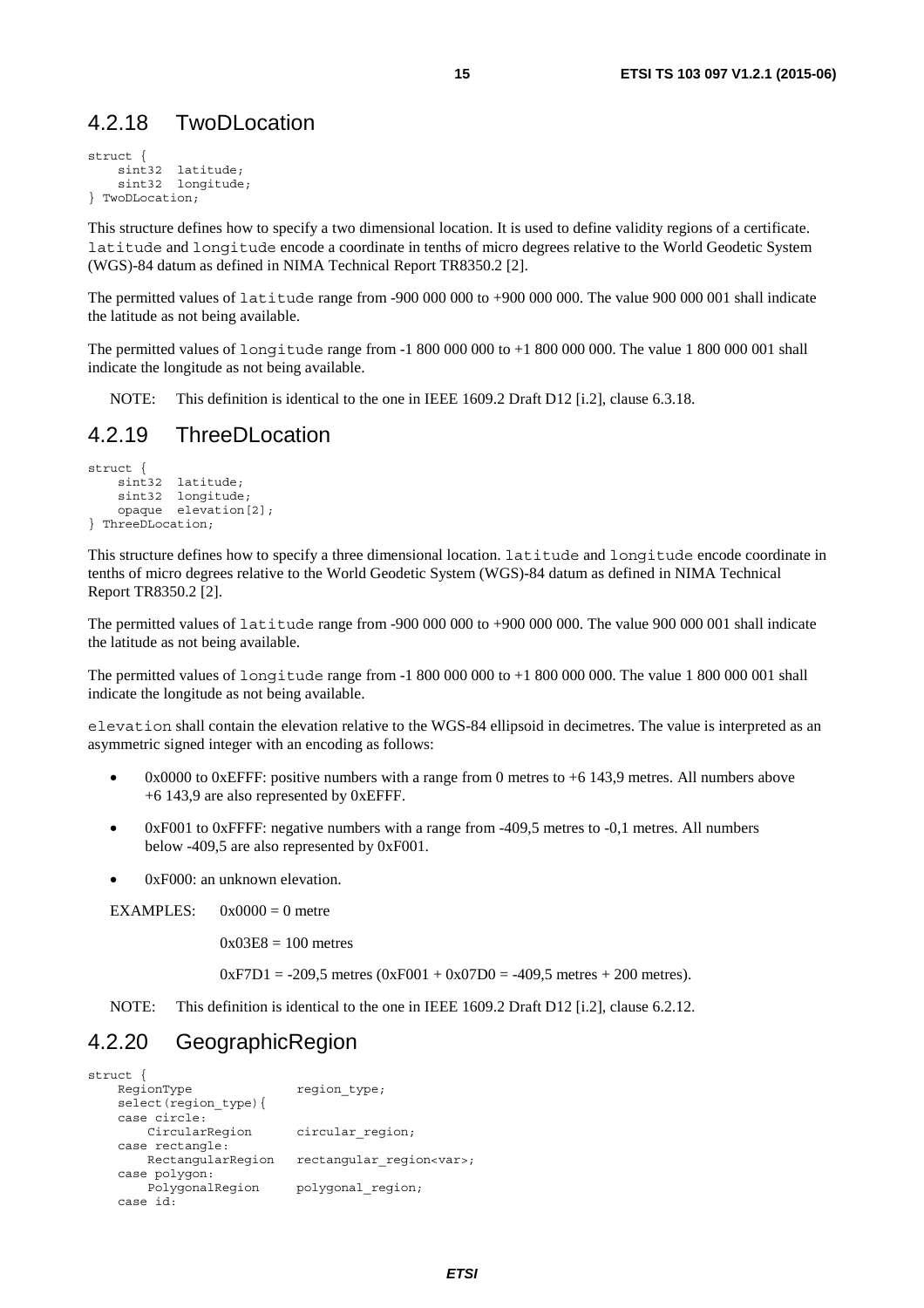### 4.2.18 TwoDLocation

```
struct {
    sint32  latitude;
    sint32  longitude;
} TwoDLocation;
```

This structure defines how to specify a two dimensional location. It is used to define validity regions of a certificate. `latitude` and `longitude` encode a coordinate in tenths of micro degrees relative to the World Geodetic System (WGS)-84 datum as defined in NIMA Technical Report TR8350.2 [2].

The permitted values of `latitude` range from -900 000 000 to +900 000 000. The value 900 000 001 shall indicate the latitude as not being available.

The permitted values of `longitude` range from -1 800 000 000 to +1 800 000 000. The value 1 800 000 001 shall indicate the longitude as not being available.

NOTE: This definition is identical to the one in IEEE 1609.2 Draft D12 [i.2], clause 6.3.18.

### 4.2.19 ThreeDLocation

```
struct {
    sint32  latitude;
    sint32  longitude;
    opaque  elevation[2];
} ThreeDLocation;
```

This structure defines how to specify a three dimensional location. `latitude` and `longitude` encode coordinate in tenths of micro degrees relative to the World Geodetic System (WGS)-84 datum as defined in NIMA Technical Report TR8350.2 [2].

The permitted values of `latitude` range from -900 000 000 to +900 000 000. The value 900 000 001 shall indicate the latitude as not being available.

The permitted values of `longitude` range from -1 800 000 000 to +1 800 000 000. The value 1 800 000 001 shall indicate the longitude as not being available.

`elevation` shall contain the elevation relative to the WGS-84 ellipsoid in decimetres. The value is interpreted as an asymmetric signed integer with an encoding as follows:

- 0x0000 to 0xEFFF: positive numbers with a range from 0 metres to +6 143,9 metres. All numbers above +6 143,9 are also represented by 0xEFFF.
- 0xF001 to 0xFFFF: negative numbers with a range from -409,5 metres to -0,1 metres. All numbers below -409,5 are also represented by 0xF001.
- 0xF000: an unknown elevation.

EXAMPLES: 0x0000 = 0 metre

0x03E8 = 100 metres

0xF7D1 = -209,5 metres (0xF001 + 0x07D0 = -409,5 metres + 200 metres).

NOTE: This definition is identical to the one in IEEE 1609.2 Draft D12 [i.2], clause 6.2.12.

### 4.2.20 GeographicRegion

```
struct {
    RegionType              region_type;
    select(region_type){
    case circle:
        CircularRegion      circular_region;
    case rectangle:
        RectangularRegion   rectangular_region<var>;
    case polygon:
        PolygonalRegion     polygonal_region;
    case id:
```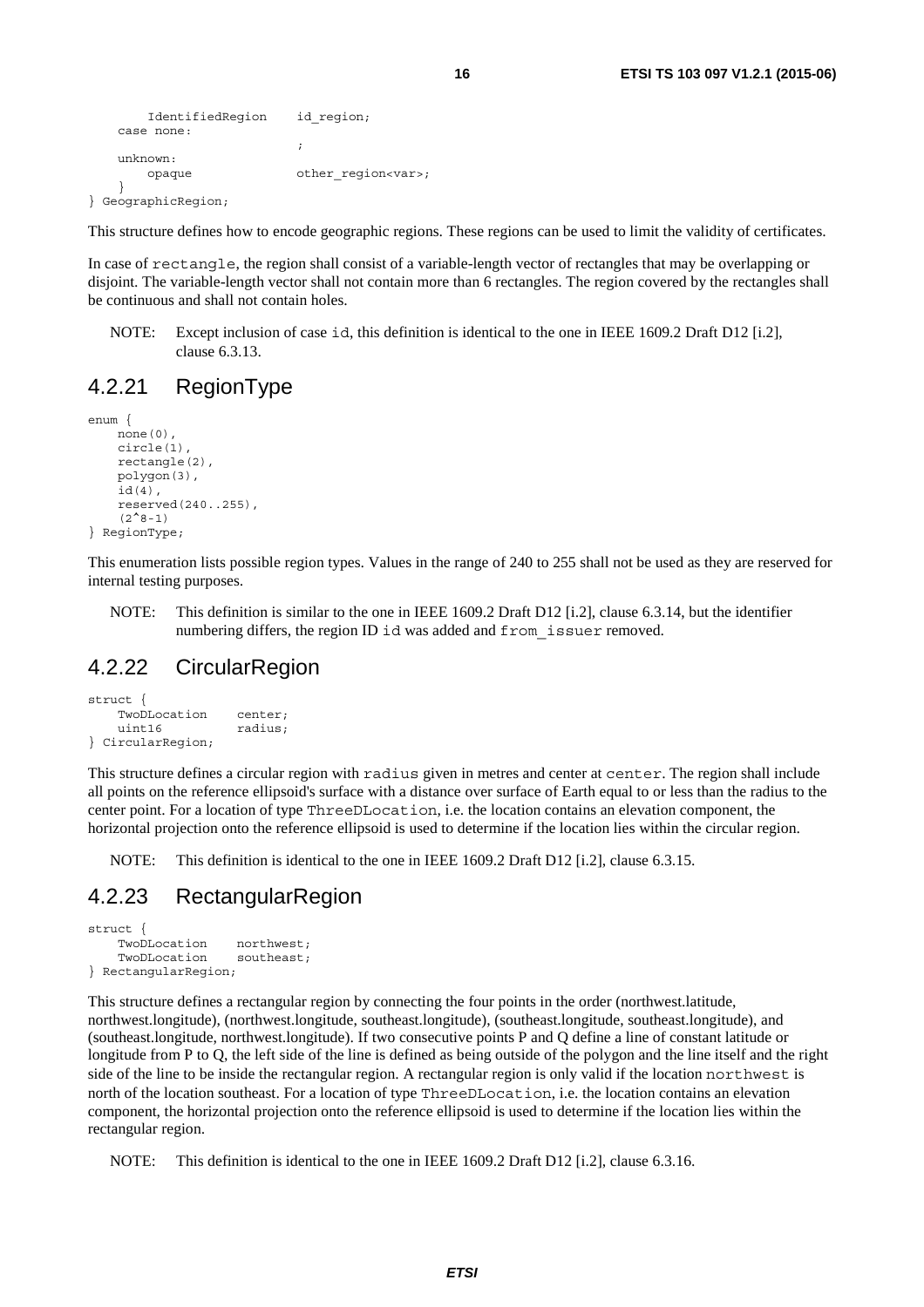```
        IdentifiedRegion    id_region;
    case none:
                            ;
    unknown:
        opaque              other_region<var>;
    }
} GeographicRegion;
```

This structure defines how to encode geographic regions. These regions can be used to limit the validity of certificates.

In case of rectangle, the region shall consist of a variable-length vector of rectangles that may be overlapping or disjoint. The variable-length vector shall not contain more than 6 rectangles. The region covered by the rectangles shall be continuous and shall not contain holes.

NOTE: Except inclusion of case id, this definition is identical to the one in IEEE 1609.2 Draft D12 [i.2], clause 6.3.13.

## 4.2.21 RegionType

```
enum {
    none(0),
    circle(1),
    rectangle(2),
    polygon(3),
    id(4),
    reserved(240..255),
    (2^8-1)
} RegionType;
```

This enumeration lists possible region types. Values in the range of 240 to 255 shall not be used as they are reserved for internal testing purposes.

NOTE: This definition is similar to the one in IEEE 1609.2 Draft D12 [i.2], clause 6.3.14, but the identifier numbering differs, the region ID id was added and from_issuer removed.

## 4.2.22 CircularRegion

```
struct {
    TwoDLocation    center;
    uint16          radius;
} CircularRegion;
```

This structure defines a circular region with radius given in metres and center at center. The region shall include all points on the reference ellipsoid's surface with a distance over surface of Earth equal to or less than the radius to the center point. For a location of type ThreeDLocation, i.e. the location contains an elevation component, the horizontal projection onto the reference ellipsoid is used to determine if the location lies within the circular region.

NOTE: This definition is identical to the one in IEEE 1609.2 Draft D12 [i.2], clause 6.3.15.

## 4.2.23 RectangularRegion

```
struct {
    TwoDLocation    northwest;
    TwoDLocation    southeast;
} RectangularRegion;
```

This structure defines a rectangular region by connecting the four points in the order (northwest.latitude, northwest.longitude), (northwest.longitude, southeast.longitude), (southeast.longitude, southeast.longitude), and (southeast.longitude, northwest.longitude). If two consecutive points P and Q define a line of constant latitude or longitude from P to Q, the left side of the line is defined as being outside of the polygon and the line itself and the right side of the line to be inside the rectangular region. A rectangular region is only valid if the location northwest is north of the location southeast. For a location of type ThreeDLocation, i.e. the location contains an elevation component, the horizontal projection onto the reference ellipsoid is used to determine if the location lies within the rectangular region.

NOTE: This definition is identical to the one in IEEE 1609.2 Draft D12 [i.2], clause 6.3.16.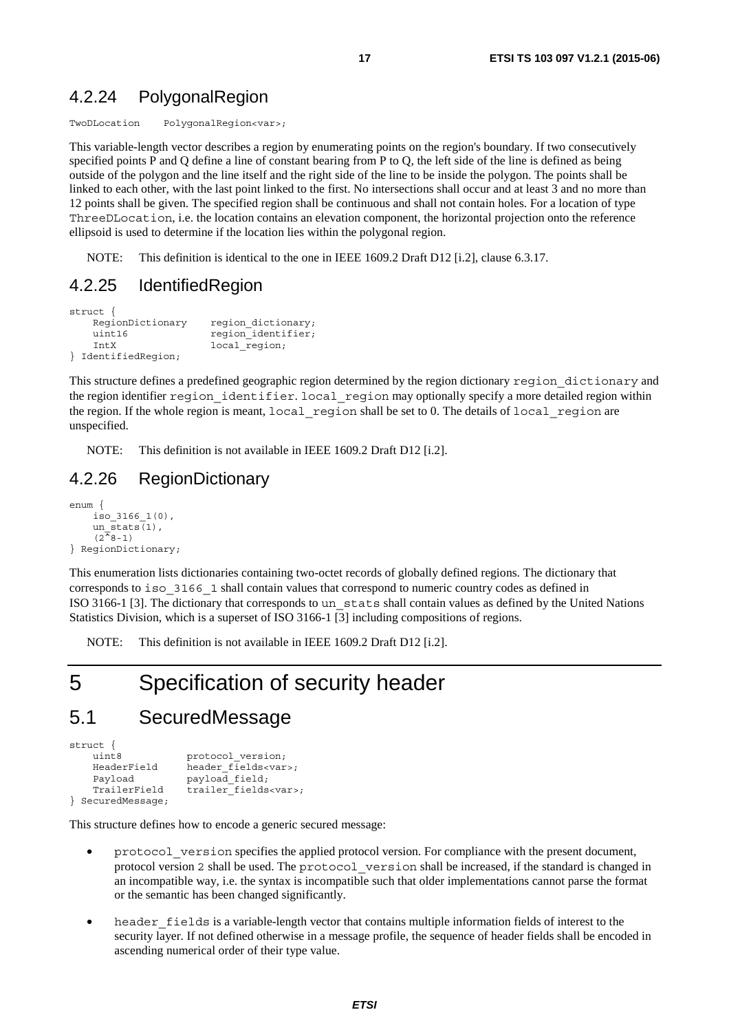## 4.2.24 PolygonalRegion

```
TwoDLocation    PolygonalRegion<var>;
```

This variable-length vector describes a region by enumerating points on the region's boundary. If two consecutively specified points P and Q define a line of constant bearing from P to Q, the left side of the line is defined as being outside of the polygon and the line itself and the right side of the line to be inside the polygon. The points shall be linked to each other, with the last point linked to the first. No intersections shall occur and at least 3 and no more than 12 points shall be given. The specified region shall be continuous and shall not contain holes. For a location of type `ThreeDLocation`, i.e. the location contains an elevation component, the horizontal projection onto the reference ellipsoid is used to determine if the location lies within the polygonal region.

NOTE: This definition is identical to the one in IEEE 1609.2 Draft D12 [i.2], clause 6.3.17.

## 4.2.25 IdentifiedRegion

```
struct {
    RegionDictionary    region_dictionary;
    uint16              region_identifier;
    IntX                local_region;
} IdentifiedRegion;
```

This structure defines a predefined geographic region determined by the region dictionary `region_dictionary` and the region identifier `region_identifier`. `local_region` may optionally specify a more detailed region within the region. If the whole region is meant, `local_region` shall be set to 0. The details of `local_region` are unspecified.

NOTE: This definition is not available in IEEE 1609.2 Draft D12 [i.2].

## 4.2.26 RegionDictionary

```
enum {
    iso_3166_1(0),
    un_stats(1),
    (2^8-1)
} RegionDictionary;
```

This enumeration lists dictionaries containing two-octet records of globally defined regions. The dictionary that corresponds to `iso_3166_1` shall contain values that correspond to numeric country codes as defined in ISO 3166-1 [3]. The dictionary that corresponds to `un_stats` shall contain values as defined by the United Nations Statistics Division, which is a superset of ISO 3166-1 [3] including compositions of regions.

NOTE: This definition is not available in IEEE 1609.2 Draft D12 [i.2].

# 5 Specification of security header

## 5.1 SecuredMessage

```
struct {
    uint8           protocol_version;
    HeaderField     header_fields<var>;
    Payload         payload_field;
    TrailerField    trailer_fields<var>;
} SecuredMessage;
```

This structure defines how to encode a generic secured message:

- `protocol_version` specifies the applied protocol version. For compliance with the present document, protocol version 2 shall be used. The `protocol_version` shall be increased, if the standard is changed in an incompatible way, i.e. the syntax is incompatible such that older implementations cannot parse the format or the semantic has been changed significantly.
- `header_fields` is a variable-length vector that contains multiple information fields of interest to the security layer. If not defined otherwise in a message profile, the sequence of header fields shall be encoded in ascending numerical order of their type value.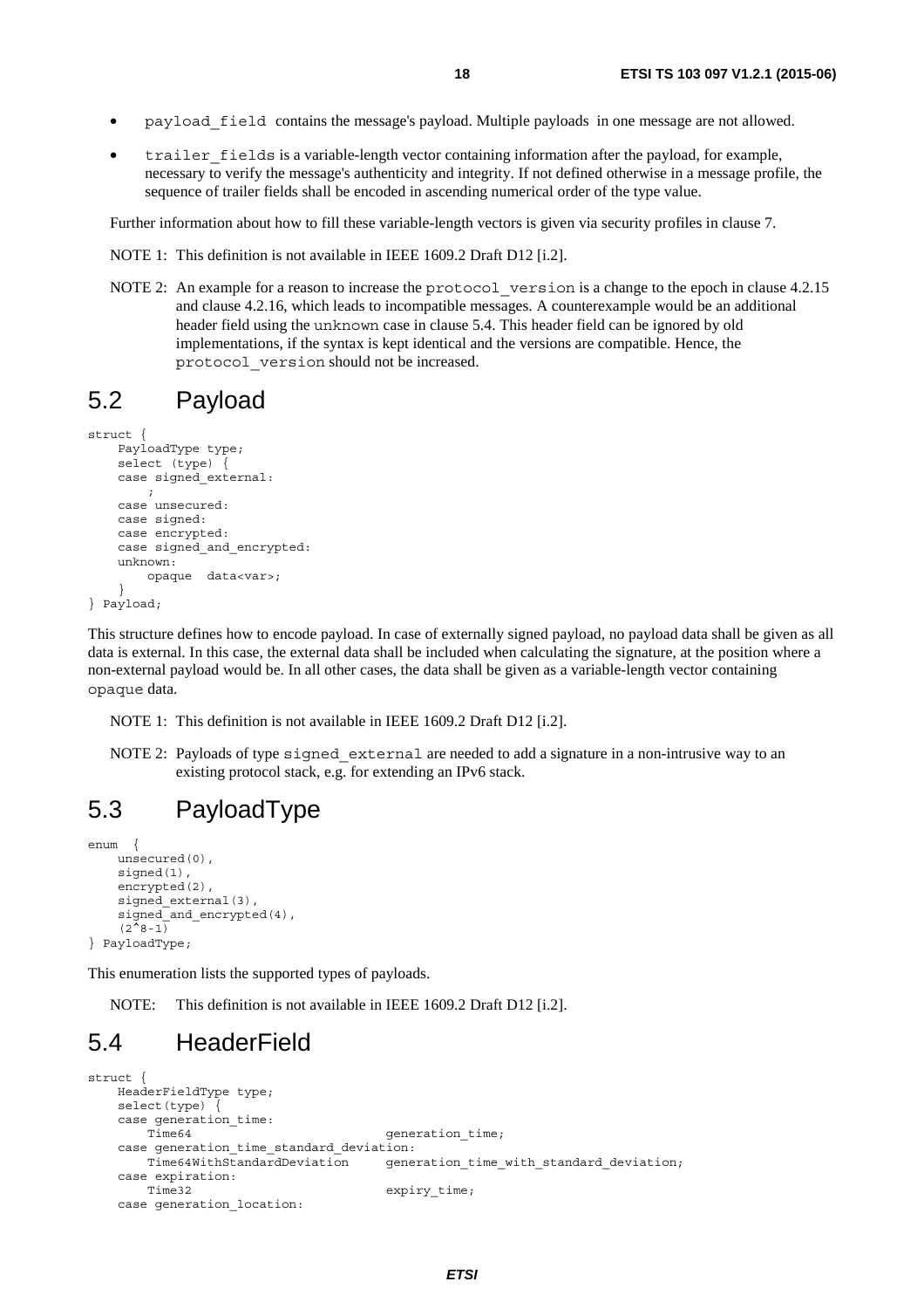- `payload_field` contains the message's payload. Multiple payloads in one message are not allowed.
- `trailer_fields` is a variable-length vector containing information after the payload, for example, necessary to verify the message's authenticity and integrity. If not defined otherwise in a message profile, the sequence of trailer fields shall be encoded in ascending numerical order of the type value.

Further information about how to fill these variable-length vectors is given via security profiles in clause 7.

NOTE 1: This definition is not available in IEEE 1609.2 Draft D12 [i.2].

NOTE 2: An example for a reason to increase the `protocol_version` is a change to the epoch in clause 4.2.15 and clause 4.2.16, which leads to incompatible messages. A counterexample would be an additional header field using the `unknown` case in clause 5.4. This header field can be ignored by old implementations, if the syntax is kept identical and the versions are compatible. Hence, the `protocol_version` should not be increased.

# 5.2 Payload

```
struct {
    PayloadType type;
    select (type) {
    case signed_external:
        ;
    case unsecured:
    case signed:
    case encrypted:
    case signed_and_encrypted:
    unknown:
        opaque  data<var>;
    }
} Payload;
```

This structure defines how to encode payload. In case of externally signed payload, no payload data shall be given as all data is external. In this case, the external data shall be included when calculating the signature, at the position where a non-external payload would be. In all other cases, the data shall be given as a variable-length vector containing `opaque` data.

NOTE 1: This definition is not available in IEEE 1609.2 Draft D12 [i.2].

NOTE 2: Payloads of type `signed_external` are needed to add a signature in a non-intrusive way to an existing protocol stack, e.g. for extending an IPv6 stack.

# 5.3 PayloadType

```
enum  {
    unsecured(0),
    signed(1),
    encrypted(2),
    signed_external(3),
    signed_and_encrypted(4),
    (2^8-1)
} PayloadType;
```

This enumeration lists the supported types of payloads.

NOTE: This definition is not available in IEEE 1609.2 Draft D12 [i.2].

# 5.4 HeaderField

```
struct {
    HeaderFieldType type;
    select(type) {
    case generation_time:
        Time64                          generation_time;
    case generation_time_standard_deviation:
        Time64WithStandardDeviation     generation_time_with_standard_deviation;
    case expiration:
        Time32                          expiry_time;
    case generation_location:
```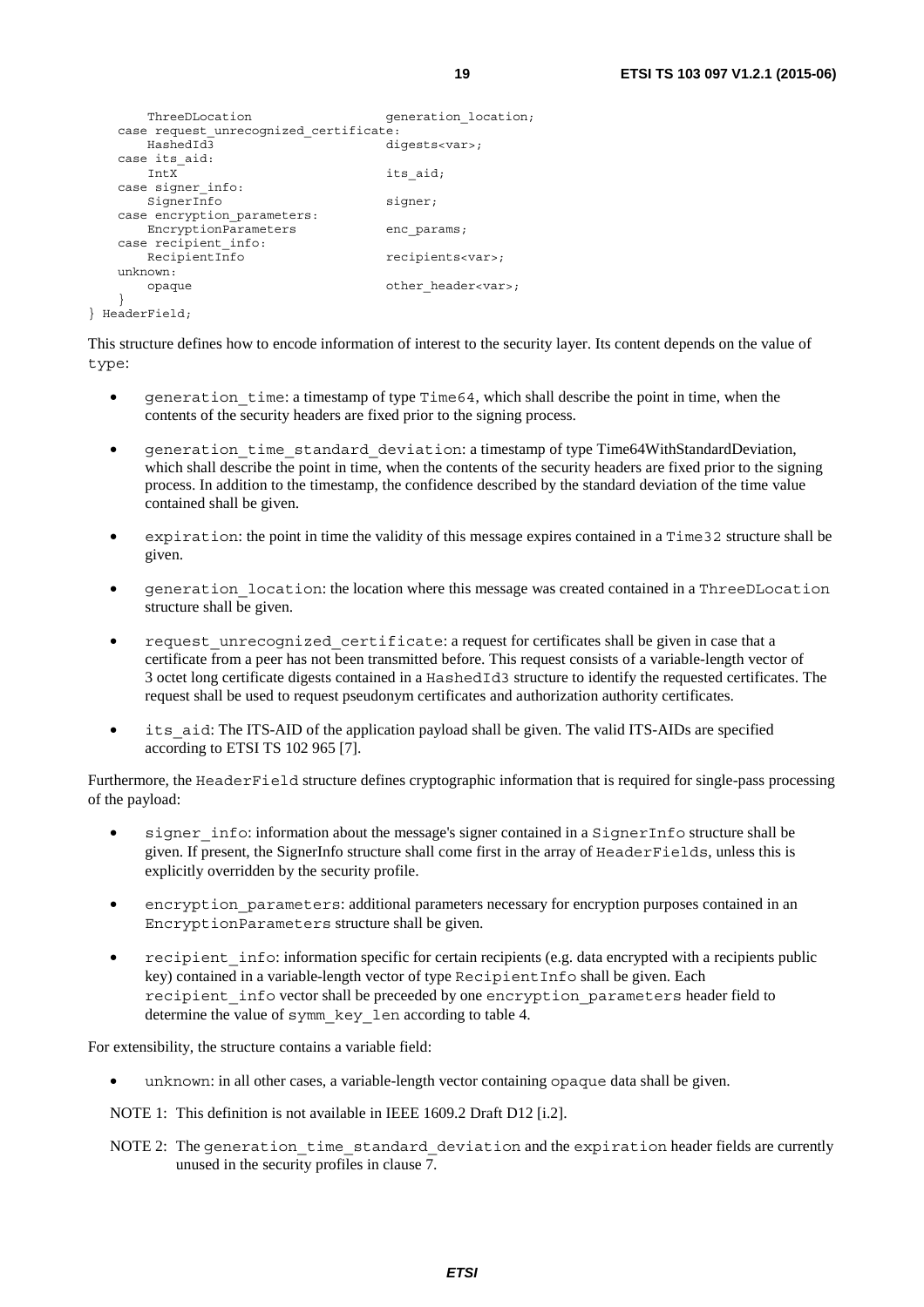```
        ThreeDLocation                  generation_location;
    case request_unrecognized_certificate:
        HashedId3                       digests<var>;
    case its_aid:
        IntX                            its_aid;
    case signer_info:
        SignerInfo                      signer;
    case encryption_parameters:
        EncryptionParameters            enc_params;
    case recipient_info:
        RecipientInfo                   recipients<var>;
    unknown:
        opaque                          other_header<var>;
    }
} HeaderField;
```

This structure defines how to encode information of interest to the security layer. Its content depends on the value of `type`:

- `generation_time`: a timestamp of type `Time64`, which shall describe the point in time, when the contents of the security headers are fixed prior to the signing process.
- `generation_time_standard_deviation`: a timestamp of type Time64WithStandardDeviation, which shall describe the point in time, when the contents of the security headers are fixed prior to the signing process. In addition to the timestamp, the confidence described by the standard deviation of the time value contained shall be given.
- `expiration`: the point in time the validity of this message expires contained in a `Time32` structure shall be given.
- `generation_location`: the location where this message was created contained in a `ThreeDLocation` structure shall be given.
- `request_unrecognized_certificate`: a request for certificates shall be given in case that a certificate from a peer has not been transmitted before. This request consists of a variable-length vector of 3 octet long certificate digests contained in a `HashedId3` structure to identify the requested certificates. The request shall be used to request pseudonym certificates and authorization authority certificates.
- `its_aid`: The ITS-AID of the application payload shall be given. The valid ITS-AIDs are specified according to ETSI TS 102 965 [7].

Furthermore, the `HeaderField` structure defines cryptographic information that is required for single-pass processing of the payload:

- `signer_info`: information about the message's signer contained in a `SignerInfo` structure shall be given. If present, the SignerInfo structure shall come first in the array of `HeaderFields`, unless this is explicitly overridden by the security profile.
- `encryption_parameters`: additional parameters necessary for encryption purposes contained in an `EncryptionParameters` structure shall be given.
- `recipient_info`: information specific for certain recipients (e.g. data encrypted with a recipients public key) contained in a variable-length vector of type `RecipientInfo` shall be given. Each `recipient_info` vector shall be preceeded by one `encryption_parameters` header field to determine the value of `symm_key_len` according to table 4.

For extensibility, the structure contains a variable field:

- `unknown`: in all other cases, a variable-length vector containing `opaque` data shall be given.

NOTE 1: This definition is not available in IEEE 1609.2 Draft D12 [i.2].

NOTE 2: The `generation_time_standard_deviation` and the `expiration` header fields are currently unused in the security profiles in clause 7.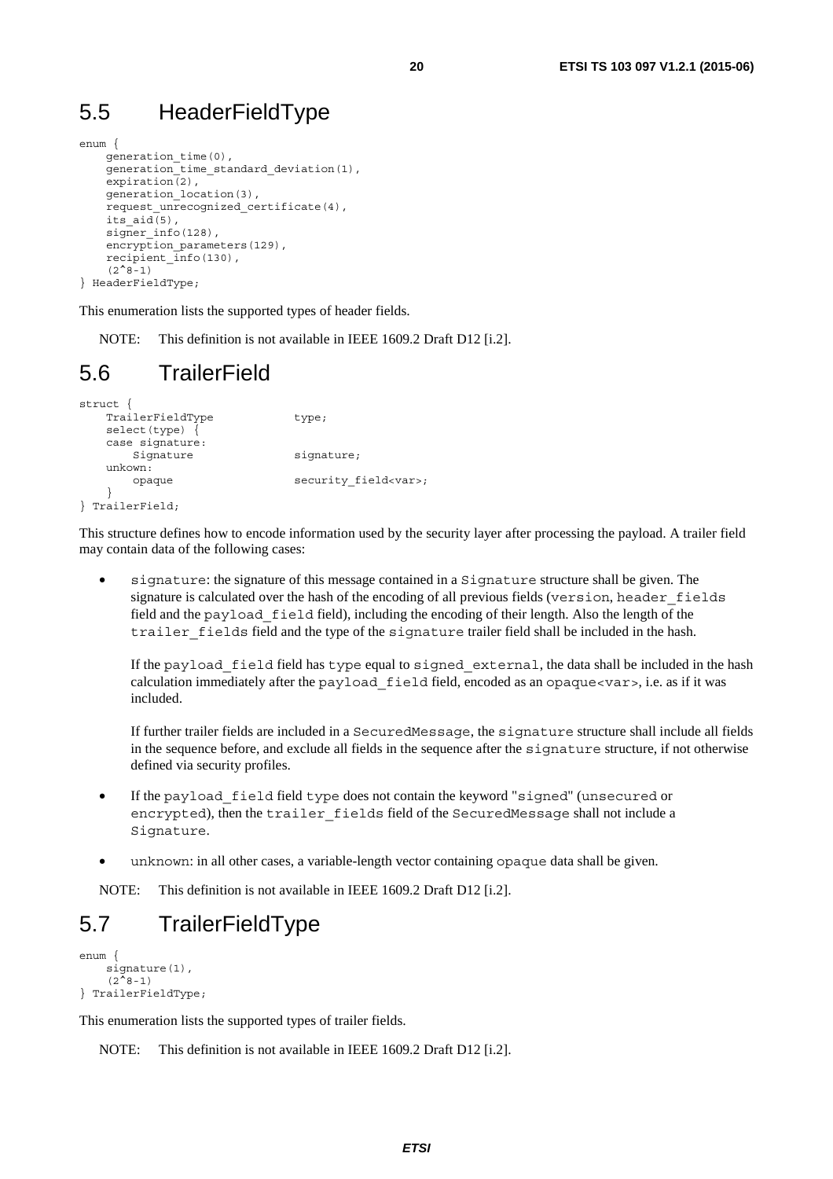## 5.5 HeaderFieldType

```
enum {
    generation_time(0),
    generation_time_standard_deviation(1),
    expiration(2),
    generation_location(3),
    request_unrecognized_certificate(4),
    its_aid(5),
    signer_info(128),
    encryption_parameters(129),
    recipient_info(130),
    (2^8-1)
} HeaderFieldType;
```

This enumeration lists the supported types of header fields.

NOTE: This definition is not available in IEEE 1609.2 Draft D12 [i.2].

## 5.6 TrailerField

```
struct {
    TrailerFieldType          type;
    select(type) {
    case signature:
        Signature             signature;
    unkown:
        opaque                security_field<var>;
    }
} TrailerField;
```

This structure defines how to encode information used by the security layer after processing the payload. A trailer field may contain data of the following cases:

- signature: the signature of this message contained in a Signature structure shall be given. The signature is calculated over the hash of the encoding of all previous fields (version, header_fields field and the payload_field field), including the encoding of their length. Also the length of the trailer_fields field and the type of the signature trailer field shall be included in the hash.

  If the payload_field field has type equal to signed_external, the data shall be included in the hash calculation immediately after the payload_field field, encoded as an opaque<var>, i.e. as if it was included.

  If further trailer fields are included in a SecuredMessage, the signature structure shall include all fields in the sequence before, and exclude all fields in the sequence after the signature structure, if not otherwise defined via security profiles.

- If the payload_field field type does not contain the keyword "signed" (unsecured or encrypted), then the trailer_fields field of the SecuredMessage shall not include a Signature.

- unknown: in all other cases, a variable-length vector containing opaque data shall be given.

NOTE: This definition is not available in IEEE 1609.2 Draft D12 [i.2].

## 5.7 TrailerFieldType

```
enum {
    signature(1),
    (2^8-1)
} TrailerFieldType;
```

This enumeration lists the supported types of trailer fields.

NOTE: This definition is not available in IEEE 1609.2 Draft D12 [i.2].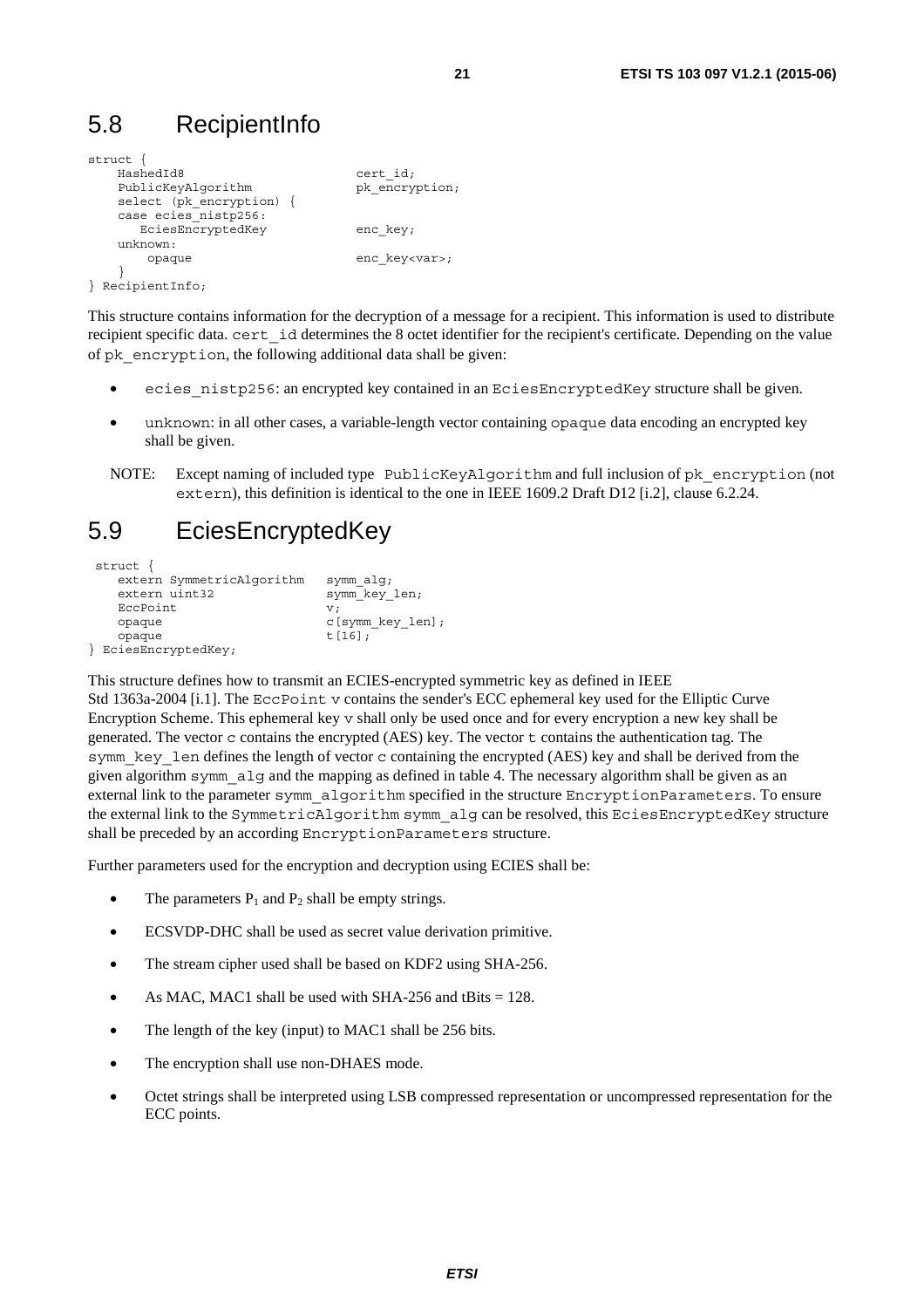## 5.8 RecipientInfo

```
struct {
    HashedId8                    cert_id;
    PublicKeyAlgorithm           pk_encryption;
    select (pk_encryption) {
    case ecies_nistp256:
       EciesEncryptedKey         enc_key;
    unknown:
       opaque                    enc_key<var>;
    }
} RecipientInfo;
```

This structure contains information for the decryption of a message for a recipient. This information is used to distribute recipient specific data. `cert_id` determines the 8 octet identifier for the recipient's certificate. Depending on the value of `pk_encryption`, the following additional data shall be given:

- `ecies_nistp256`: an encrypted key contained in an `EciesEncryptedKey` structure shall be given.
- `unknown`: in all other cases, a variable-length vector containing `opaque` data encoding an encrypted key shall be given.

NOTE: Except naming of included type `PublicKeyAlgorithm` and full inclusion of `pk_encryption` (not `extern`), this definition is identical to the one in IEEE 1609.2 Draft D12 [i.2], clause 6.2.24.

## 5.9 EciesEncryptedKey

```
struct {
    extern SymmetricAlgorithm    symm_alg;
    extern uint32                symm_key_len;
    EccPoint                     v;
    opaque                       c[symm_key_len];
    opaque                       t[16];
} EciesEncryptedKey;
```

This structure defines how to transmit an ECIES-encrypted symmetric key as defined in IEEE Std 1363a-2004 [i.1]. The `EccPoint v` contains the sender's ECC ephemeral key used for the Elliptic Curve Encryption Scheme. This ephemeral key `v` shall only be used once and for every encryption a new key shall be generated. The vector `c` contains the encrypted (AES) key. The vector `t` contains the authentication tag. The `symm_key_len` defines the length of vector `c` containing the encrypted (AES) key and shall be derived from the given algorithm `symm_alg` and the mapping as defined in table 4. The necessary algorithm shall be given as an external link to the parameter `symm_algorithm` specified in the structure `EncryptionParameters`. To ensure the external link to the `SymmetricAlgorithm symm_alg` can be resolved, this `EciesEncryptedKey` structure shall be preceded by an according `EncryptionParameters` structure.

Further parameters used for the encryption and decryption using ECIES shall be:

- The parameters $P_1$ and $P_2$ shall be empty strings.
- ECSVDP-DHC shall be used as secret value derivation primitive.
- The stream cipher used shall be based on KDF2 using SHA-256.
- As MAC, MAC1 shall be used with SHA-256 and tBits = 128.
- The length of the key (input) to MAC1 shall be 256 bits.
- The encryption shall use non-DHAES mode.
- Octet strings shall be interpreted using LSB compressed representation or uncompressed representation for the ECC points.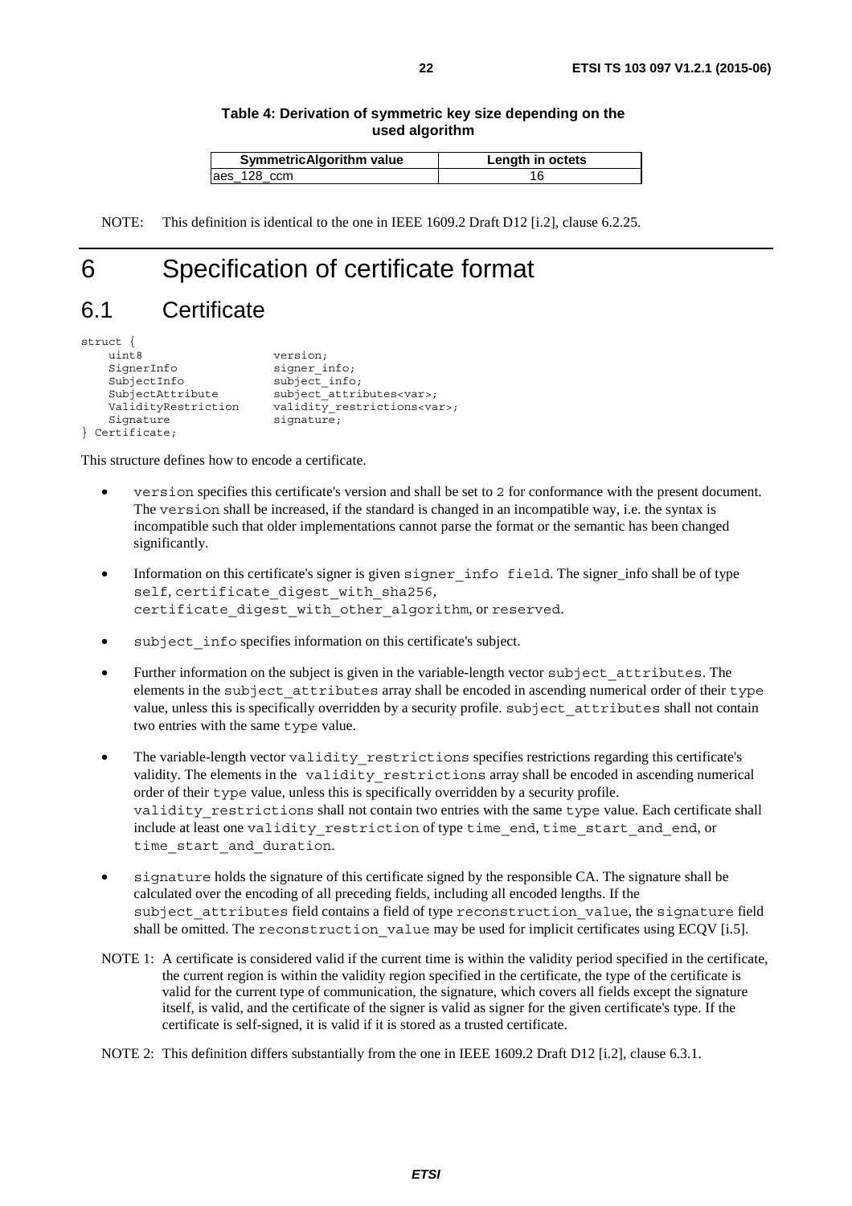**Table 4: Derivation of symmetric key size depending on the used algorithm**

| SymmetricAlgorithm value | Length in octets |
|---|---|
| aes_128_ccm | 16 |

NOTE: This definition is identical to the one in IEEE 1609.2 Draft D12 [i.2], clause 6.2.25.

# 6 Specification of certificate format

## 6.1 Certificate

```
struct {
    uint8                  version;
    SignerInfo             signer_info;
    SubjectInfo            subject_info;
    SubjectAttribute       subject_attributes<var>;
    ValidityRestriction    validity_restrictions<var>;
    Signature              signature;
} Certificate;
```

This structure defines how to encode a certificate.

- `version` specifies this certificate's version and shall be set to `2` for conformance with the present document. The `version` shall be increased, if the standard is changed in an incompatible way, i.e. the syntax is incompatible such that older implementations cannot parse the format or the semantic has been changed significantly.
- Information on this certificate's signer is given `signer_info field`. The signer_info shall be of type `self`, `certificate_digest_with_sha256`, `certificate_digest_with_other_algorithm`, or `reserved`.
- `subject_info` specifies information on this certificate's subject.
- Further information on the subject is given in the variable-length vector `subject_attributes`. The elements in the `subject_attributes` array shall be encoded in ascending numerical order of their `type` value, unless this is specifically overridden by a security profile. `subject_attributes` shall not contain two entries with the same `type` value.
- The variable-length vector `validity_restrictions` specifies restrictions regarding this certificate's validity. The elements in the `validity_restrictions` array shall be encoded in ascending numerical order of their `type` value, unless this is specifically overridden by a security profile. `validity_restrictions` shall not contain two entries with the same `type` value. Each certificate shall include at least one `validity_restriction` of type `time_end`, `time_start_and_end`, or `time_start_and_duration`.
- `signature` holds the signature of this certificate signed by the responsible CA. The signature shall be calculated over the encoding of all preceding fields, including all encoded lengths. If the `subject_attributes` field contains a field of type `reconstruction_value`, the `signature` field shall be omitted. The `reconstruction_value` may be used for implicit certificates using ECQV [i.5].

NOTE 1: A certificate is considered valid if the current time is within the validity period specified in the certificate, the current region is within the validity region specified in the certificate, the type of the certificate is valid for the current type of communication, the signature, which covers all fields except the signature itself, is valid, and the certificate of the signer is valid as signer for the given certificate's type. If the certificate is self-signed, it is valid if it is stored as a trusted certificate.

NOTE 2: This definition differs substantially from the one in IEEE 1609.2 Draft D12 [i.2], clause 6.3.1.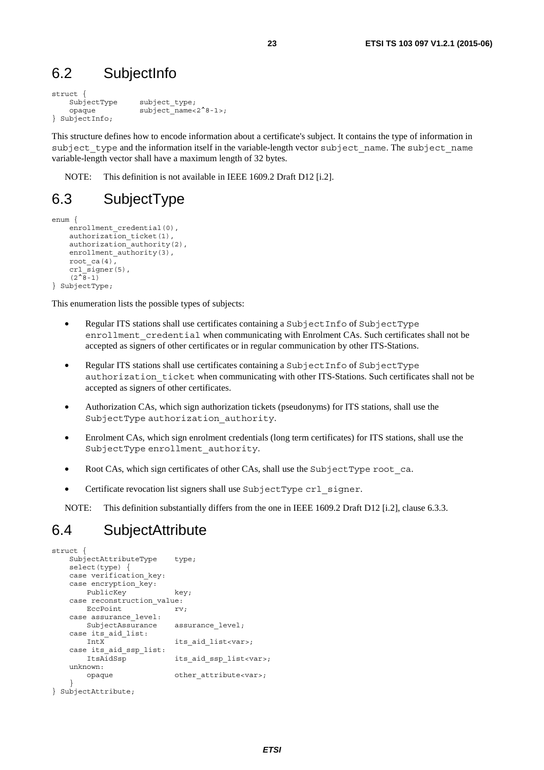## 6.2 SubjectInfo

```
struct {
    SubjectType     subject_type;
    opaque          subject_name<2^8-1>;
} SubjectInfo;
```

This structure defines how to encode information about a certificate's subject. It contains the type of information in `subject_type` and the information itself in the variable-length vector `subject_name`. The `subject_name` variable-length vector shall have a maximum length of 32 bytes.

NOTE: This definition is not available in IEEE 1609.2 Draft D12 [i.2].

## 6.3 SubjectType

```
enum {
    enrollment_credential(0),
    authorization_ticket(1),
    authorization_authority(2),
    enrollment_authority(3),
    root_ca(4),
    crl_signer(5),
    (2^8-1)
} SubjectType;
```

This enumeration lists the possible types of subjects:

- Regular ITS stations shall use certificates containing a `SubjectInfo` of `SubjectType` `enrollment_credential` when communicating with Enrolment CAs. Such certificates shall not be accepted as signers of other certificates or in regular communication by other ITS-Stations.
- Regular ITS stations shall use certificates containing a `SubjectInfo` of `SubjectType` `authorization_ticket` when communicating with other ITS-Stations. Such certificates shall not be accepted as signers of other certificates.
- Authorization CAs, which sign authorization tickets (pseudonyms) for ITS stations, shall use the `SubjectType` `authorization_authority`.
- Enrolment CAs, which sign enrolment credentials (long term certificates) for ITS stations, shall use the `SubjectType` `enrollment_authority`.
- Root CAs, which sign certificates of other CAs, shall use the `SubjectType` `root_ca`.
- Certificate revocation list signers shall use `SubjectType` `crl_signer`.

NOTE: This definition substantially differs from the one in IEEE 1609.2 Draft D12 [i.2], clause 6.3.3.

## 6.4 SubjectAttribute

```
struct {
    SubjectAttributeType    type;
    select(type) {
    case verification_key:
    case encryption_key:
        PublicKey           key;
    case reconstruction_value:
        EccPoint            rv;
    case assurance_level:
        SubjectAssurance    assurance_level;
    case its_aid_list:
        IntX                its_aid_list<var>;
    case its_aid_ssp_list:
        ItsAidSsp           its_aid_ssp_list<var>;
    unknown:
        opaque              other_attribute<var>;
    }
} SubjectAttribute;
```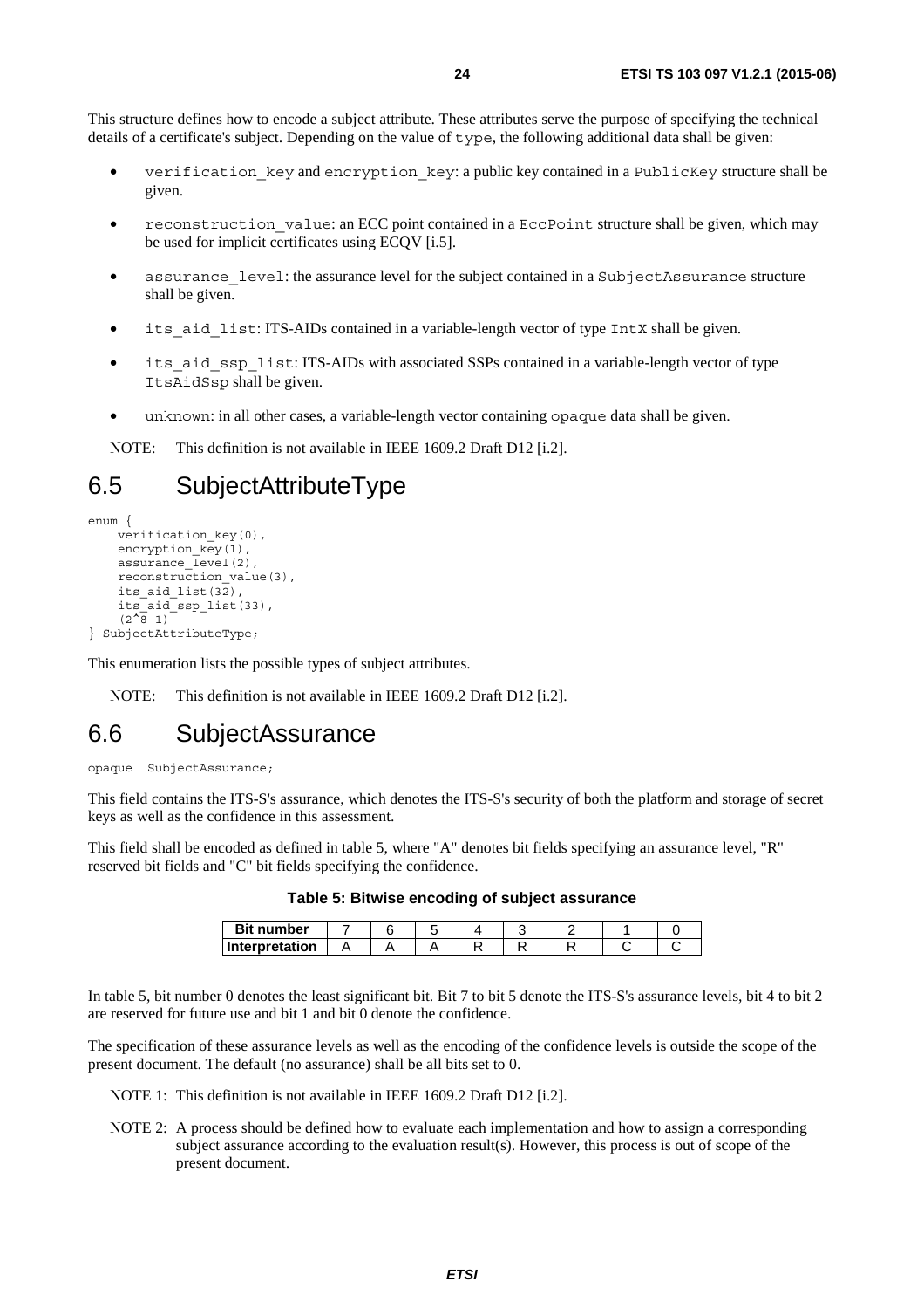This structure defines how to encode a subject attribute. These attributes serve the purpose of specifying the technical details of a certificate's subject. Depending on the value of `type`, the following additional data shall be given:

- `verification_key` and `encryption_key`: a public key contained in a `PublicKey` structure shall be given.
- `reconstruction_value`: an ECC point contained in a `EccPoint` structure shall be given, which may be used for implicit certificates using ECQV [i.5].
- `assurance_level`: the assurance level for the subject contained in a `SubjectAssurance` structure shall be given.
- `its_aid_list`: ITS-AIDs contained in a variable-length vector of type `IntX` shall be given.
- `its_aid_ssp_list`: ITS-AIDs with associated SSPs contained in a variable-length vector of type `ItsAidSsp` shall be given.
- `unknown`: in all other cases, a variable-length vector containing `opaque` data shall be given.

NOTE: This definition is not available in IEEE 1609.2 Draft D12 [i.2].

# 6.5 SubjectAttributeType

```
enum {
    verification_key(0),
    encryption_key(1),
    assurance_level(2),
    reconstruction_value(3),
    its_aid_list(32),
    its_aid_ssp_list(33),
    (2^8-1)
} SubjectAttributeType;
```

This enumeration lists the possible types of subject attributes.

NOTE: This definition is not available in IEEE 1609.2 Draft D12 [i.2].

# 6.6 SubjectAssurance

```
opaque  SubjectAssurance;
```

This field contains the ITS-S's assurance, which denotes the ITS-S's security of both the platform and storage of secret keys as well as the confidence in this assessment.

This field shall be encoded as defined in table 5, where "A" denotes bit fields specifying an assurance level, "R" reserved bit fields and "C" bit fields specifying the confidence.

**Table 5: Bitwise encoding of subject assurance**

| Bit number | 7 | 6 | 5 | 4 | 3 | 2 | 1 | 0 |
|---|---|---|---|---|---|---|---|---|
| Interpretation | A | A | A | R | R | R | C | C |

In table 5, bit number 0 denotes the least significant bit. Bit 7 to bit 5 denote the ITS-S's assurance levels, bit 4 to bit 2 are reserved for future use and bit 1 and bit 0 denote the confidence.

The specification of these assurance levels as well as the encoding of the confidence levels is outside the scope of the present document. The default (no assurance) shall be all bits set to 0.

NOTE 1: This definition is not available in IEEE 1609.2 Draft D12 [i.2].

NOTE 2: A process should be defined how to evaluate each implementation and how to assign a corresponding subject assurance according to the evaluation result(s). However, this process is out of scope of the present document.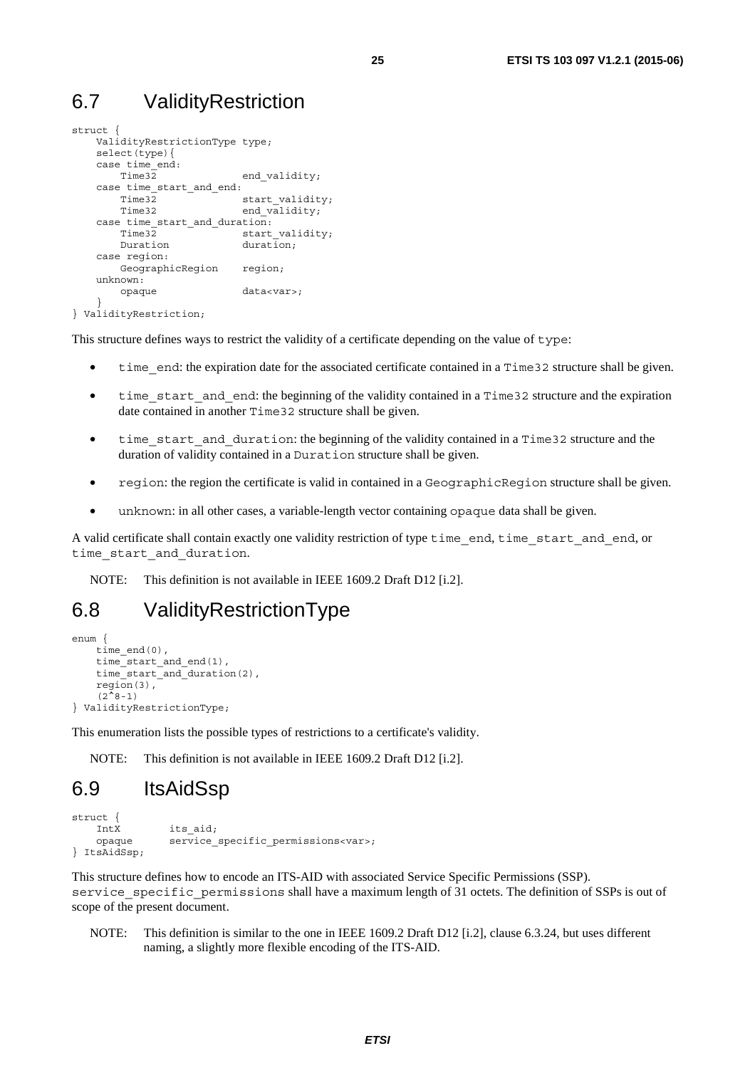## 6.7 ValidityRestriction

```
struct {
    ValidityRestrictionType type;
    select(type){
    case time_end:
        Time32              end_validity;
    case time_start_and_end:
        Time32              start_validity;
        Time32              end_validity;
    case time_start_and_duration:
        Time32              start_validity;
        Duration            duration;
    case region:
        GeographicRegion    region;
    unknown:
        opaque              data<var>;
    }
} ValidityRestriction;
```

This structure defines ways to restrict the validity of a certificate depending on the value of `type`:

- `time_end`: the expiration date for the associated certificate contained in a `Time32` structure shall be given.
- `time_start_and_end`: the beginning of the validity contained in a `Time32` structure and the expiration date contained in another `Time32` structure shall be given.
- `time_start_and_duration`: the beginning of the validity contained in a `Time32` structure and the duration of validity contained in a `Duration` structure shall be given.
- `region`: the region the certificate is valid in contained in a `GeographicRegion` structure shall be given.
- `unknown`: in all other cases, a variable-length vector containing `opaque` data shall be given.

A valid certificate shall contain exactly one validity restriction of type `time_end`, `time_start_and_end`, or `time_start_and_duration`.

NOTE: This definition is not available in IEEE 1609.2 Draft D12 [i.2].

## 6.8 ValidityRestrictionType

```
enum {
    time_end(0),
    time_start_and_end(1),
    time_start_and_duration(2),
    region(3),
    (2^8-1)
} ValidityRestrictionType;
```

This enumeration lists the possible types of restrictions to a certificate's validity.

NOTE: This definition is not available in IEEE 1609.2 Draft D12 [i.2].

## 6.9 ItsAidSsp

```
struct {
    IntX        its_aid;
    opaque      service_specific_permissions<var>;
} ItsAidSsp;
```

This structure defines how to encode an ITS-AID with associated Service Specific Permissions (SSP). `service_specific_permissions` shall have a maximum length of 31 octets. The definition of SSPs is out of scope of the present document.

NOTE: This definition is similar to the one in IEEE 1609.2 Draft D12 [i.2], clause 6.3.24, but uses different naming, a slightly more flexible encoding of the ITS-AID.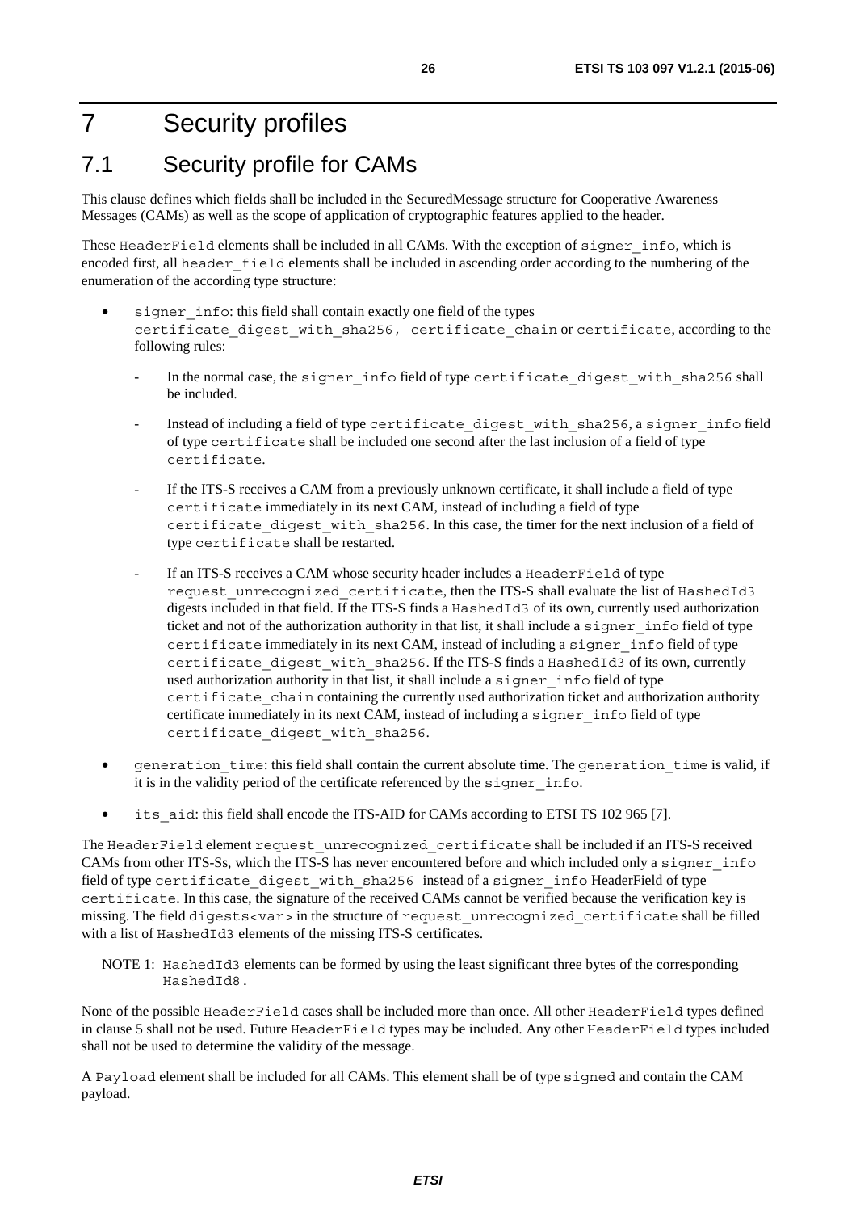# 7 Security profiles

## 7.1 Security profile for CAMs

This clause defines which fields shall be included in the SecuredMessage structure for Cooperative Awareness Messages (CAMs) as well as the scope of application of cryptographic features applied to the header.

These HeaderField elements shall be included in all CAMs. With the exception of signer_info, which is encoded first, all header_field elements shall be included in ascending order according to the numbering of the enumeration of the according type structure:

- signer_info: this field shall contain exactly one field of the types certificate_digest_with_sha256, certificate_chain or certificate, according to the following rules:
  - In the normal case, the signer_info field of type certificate_digest_with_sha256 shall be included.
  - Instead of including a field of type certificate_digest_with_sha256, a signer_info field of type certificate shall be included one second after the last inclusion of a field of type certificate.
  - If the ITS-S receives a CAM from a previously unknown certificate, it shall include a field of type certificate immediately in its next CAM, instead of including a field of type certificate_digest_with_sha256. In this case, the timer for the next inclusion of a field of type certificate shall be restarted.
  - If an ITS-S receives a CAM whose security header includes a HeaderField of type request_unrecognized_certificate, then the ITS-S shall evaluate the list of HashedId3 digests included in that field. If the ITS-S finds a HashedId3 of its own, currently used authorization ticket and not of the authorization authority in that list, it shall include a signer_info field of type certificate immediately in its next CAM, instead of including a signer_info field of type certificate_digest_with_sha256. If the ITS-S finds a HashedId3 of its own, currently used authorization authority in that list, it shall include a signer_info field of type certificate_chain containing the currently used authorization ticket and authorization authority certificate immediately in its next CAM, instead of including a signer_info field of type certificate_digest_with_sha256.
- generation_time: this field shall contain the current absolute time. The generation_time is valid, if it is in the validity period of the certificate referenced by the signer_info.
- its_aid: this field shall encode the ITS-AID for CAMs according to ETSI TS 102 965 [7].

The HeaderField element request_unrecognized_certificate shall be included if an ITS-S received CAMs from other ITS-Ss, which the ITS-S has never encountered before and which included only a signer_info field of type certificate_digest_with_sha256 instead of a signer_info HeaderField of type certificate. In this case, the signature of the received CAMs cannot be verified because the verification key is missing. The field digests<var> in the structure of request_unrecognized_certificate shall be filled with a list of HashedId3 elements of the missing ITS-S certificates.

NOTE 1: HashedId3 elements can be formed by using the least significant three bytes of the corresponding HashedId8.

None of the possible HeaderField cases shall be included more than once. All other HeaderField types defined in clause 5 shall not be used. Future HeaderField types may be included. Any other HeaderField types included shall not be used to determine the validity of the message.

A Payload element shall be included for all CAMs. This element shall be of type signed and contain the CAM payload.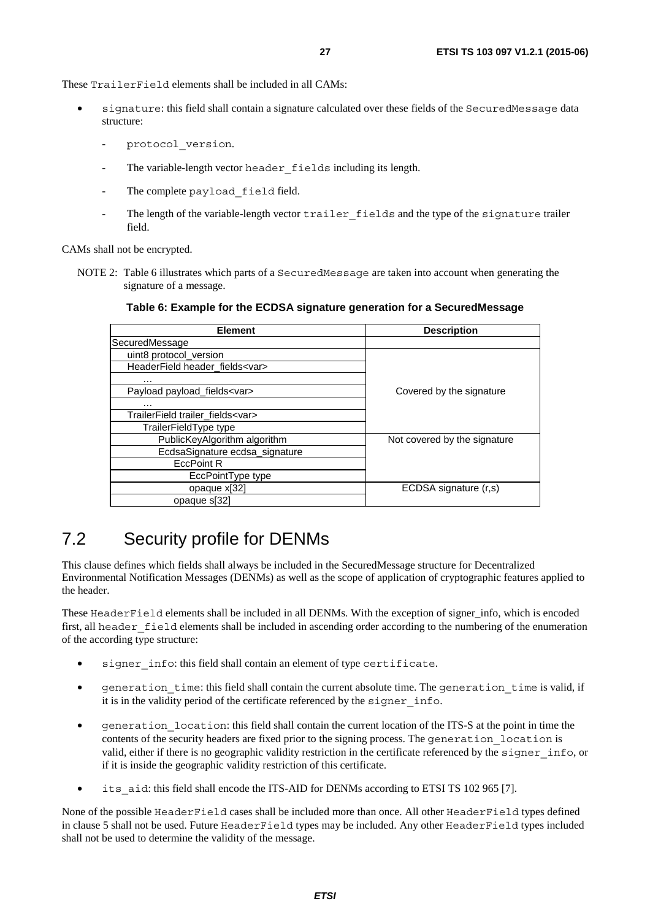These TrailerField elements shall be included in all CAMs:

- signature: this field shall contain a signature calculated over these fields of the SecuredMessage data structure:
  - protocol_version.
  - The variable-length vector header_fields including its length.
  - The complete payload_field field.
  - The length of the variable-length vector trailer_fields and the type of the signature trailer field.

CAMs shall not be encrypted.

NOTE 2: Table 6 illustrates which parts of a SecuredMessage are taken into account when generating the signature of a message.

**Table 6: Example for the ECDSA signature generation for a SecuredMessage**

| Element | Description |
|---|---|
| SecuredMessage | |
| uint8 protocol_version | Covered by the signature |
| HeaderField header_fields<var> | |
| … | |
| Payload payload_fields<var> | |
| … | |
| TrailerField trailer_fields<var> | |
| TrailerFieldType type | |
| PublicKeyAlgorithm algorithm | Not covered by the signature |
| EcdsaSignature ecdsa_signature | |
| EccPoint R | |
| EccPointType type | |
| opaque x[32] | ECDSA signature (r,s) |
| opaque s[32] | |

## 7.2 Security profile for DENMs

This clause defines which fields shall always be included in the SecuredMessage structure for Decentralized Environmental Notification Messages (DENMs) as well as the scope of application of cryptographic features applied to the header.

These HeaderField elements shall be included in all DENMs. With the exception of signer_info, which is encoded first, all header_field elements shall be included in ascending order according to the numbering of the enumeration of the according type structure:

- signer_info: this field shall contain an element of type certificate.
- generation_time: this field shall contain the current absolute time. The generation_time is valid, if it is in the validity period of the certificate referenced by the signer_info.
- generation_location: this field shall contain the current location of the ITS-S at the point in time the contents of the security headers are fixed prior to the signing process. The generation_location is valid, either if there is no geographic validity restriction in the certificate referenced by the signer_info, or if it is inside the geographic validity restriction of this certificate.
- its_aid: this field shall encode the ITS-AID for DENMs according to ETSI TS 102 965 [7].

None of the possible HeaderField cases shall be included more than once. All other HeaderField types defined in clause 5 shall not be used. Future HeaderField types may be included. Any other HeaderField types included shall not be used to determine the validity of the message.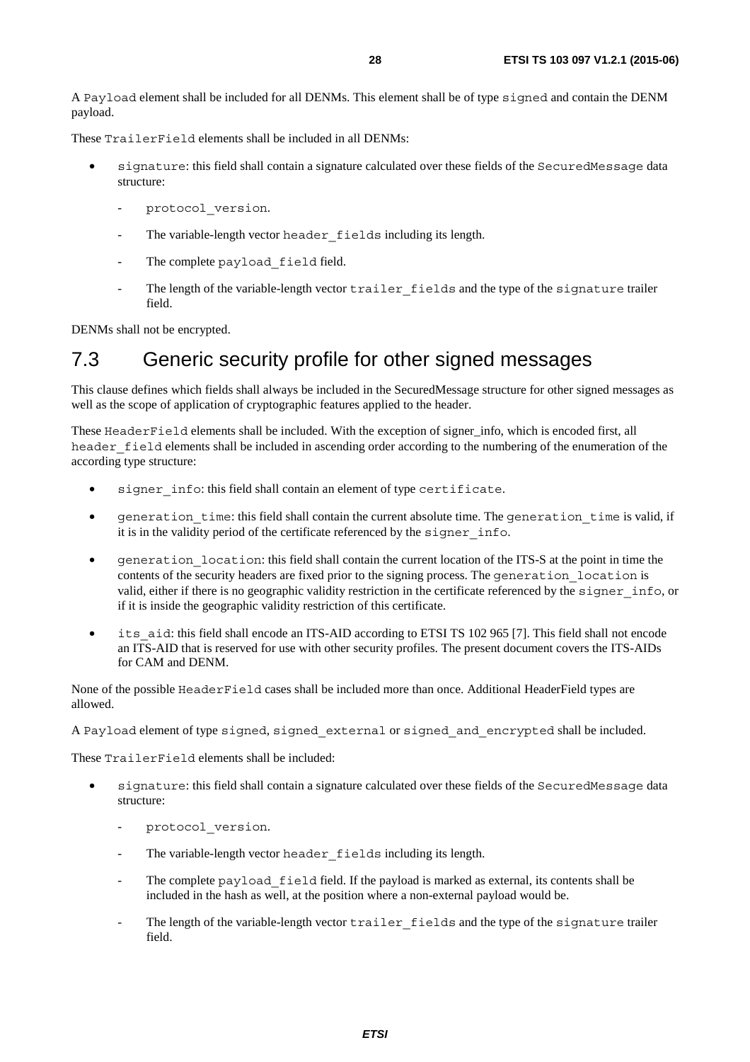A `Payload` element shall be included for all DENMs. This element shall be of type `signed` and contain the DENM payload.

These `TrailerField` elements shall be included in all DENMs:

- `signature`: this field shall contain a signature calculated over these fields of the `SecuredMessage` data structure:
  - `protocol_version`.
  - The variable-length vector `header_fields` including its length.
  - The complete `payload_field` field.
  - The length of the variable-length vector `trailer_fields` and the type of the `signature` trailer field.

DENMs shall not be encrypted.

## 7.3 Generic security profile for other signed messages

This clause defines which fields shall always be included in the SecuredMessage structure for other signed messages as well as the scope of application of cryptographic features applied to the header.

These `HeaderField` elements shall be included. With the exception of signer_info, which is encoded first, all `header_field` elements shall be included in ascending order according to the numbering of the enumeration of the according type structure:

- `signer_info`: this field shall contain an element of type `certificate`.
- `generation_time`: this field shall contain the current absolute time. The `generation_time` is valid, if it is in the validity period of the certificate referenced by the `signer_info`.
- `generation_location`: this field shall contain the current location of the ITS-S at the point in time the contents of the security headers are fixed prior to the signing process. The `generation_location` is valid, either if there is no geographic validity restriction in the certificate referenced by the `signer_info`, or if it is inside the geographic validity restriction of this certificate.
- `its_aid`: this field shall encode an ITS-AID according to ETSI TS 102 965 [7]. This field shall not encode an ITS-AID that is reserved for use with other security profiles. The present document covers the ITS-AIDs for CAM and DENM.

None of the possible `HeaderField` cases shall be included more than once. Additional HeaderField types are allowed.

A `Payload` element of type `signed`, `signed_external` or `signed_and_encrypted` shall be included.

These `TrailerField` elements shall be included:

- `signature`: this field shall contain a signature calculated over these fields of the `SecuredMessage` data structure:
  - `protocol_version`.
  - The variable-length vector `header_fields` including its length.
  - The complete `payload_field` field. If the payload is marked as external, its contents shall be included in the hash as well, at the position where a non-external payload would be.
  - The length of the variable-length vector `trailer_fields` and the type of the `signature` trailer field.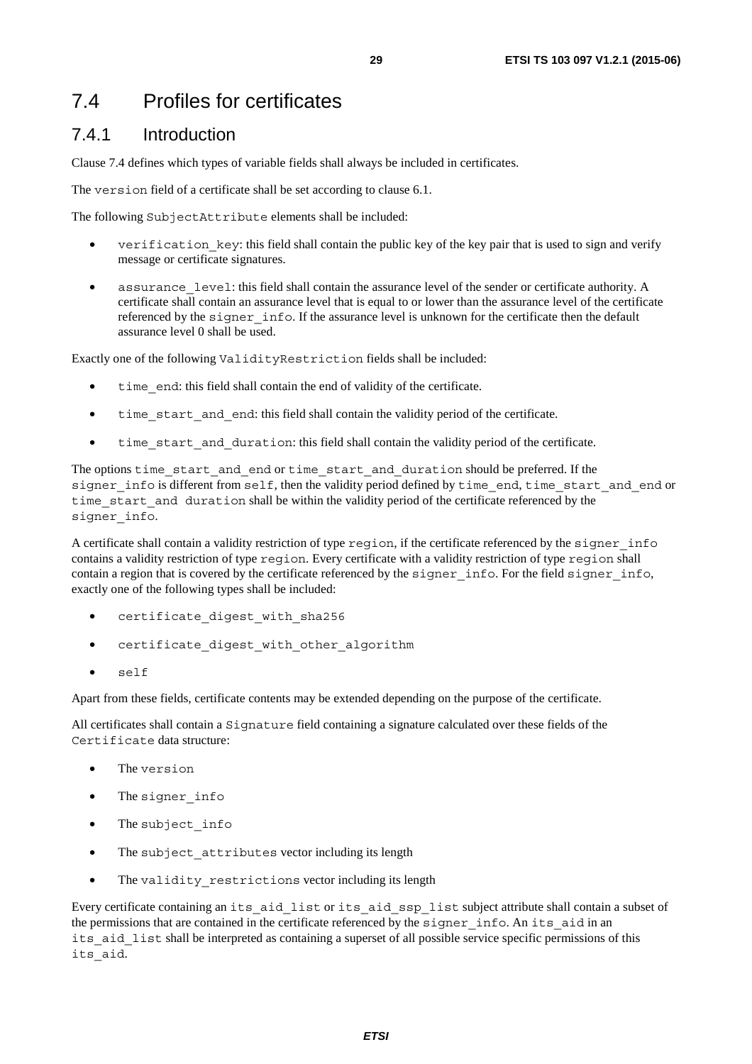## 7.4 Profiles for certificates

### 7.4.1 Introduction

Clause 7.4 defines which types of variable fields shall always be included in certificates.

The `version` field of a certificate shall be set according to clause 6.1.

The following `SubjectAttribute` elements shall be included:

- `verification_key`: this field shall contain the public key of the key pair that is used to sign and verify message or certificate signatures.
- `assurance_level`: this field shall contain the assurance level of the sender or certificate authority. A certificate shall contain an assurance level that is equal to or lower than the assurance level of the certificate referenced by the `signer_info`. If the assurance level is unknown for the certificate then the default assurance level 0 shall be used.

Exactly one of the following `ValidityRestriction` fields shall be included:

- `time_end`: this field shall contain the end of validity of the certificate.
- `time_start_and_end`: this field shall contain the validity period of the certificate.
- `time_start_and_duration`: this field shall contain the validity period of the certificate.

The options `time_start_and_end` or `time_start_and_duration` should be preferred. If the `signer_info` is different from `self`, then the validity period defined by `time_end`, `time_start_and_end` or `time_start_and duration` shall be within the validity period of the certificate referenced by the `signer_info`.

A certificate shall contain a validity restriction of type `region`, if the certificate referenced by the `signer_info` contains a validity restriction of type `region`. Every certificate with a validity restriction of type `region` shall contain a region that is covered by the certificate referenced by the `signer_info`. For the field `signer_info`, exactly one of the following types shall be included:

- `certificate_digest_with_sha256`
- `certificate_digest_with_other_algorithm`
- `self`

Apart from these fields, certificate contents may be extended depending on the purpose of the certificate.

All certificates shall contain a `Signature` field containing a signature calculated over these fields of the `Certificate` data structure:

- The `version`
- The `signer_info`
- The `subject_info`
- The `subject_attributes` vector including its length
- The `validity_restrictions` vector including its length

Every certificate containing an `its_aid_list` or `its_aid_ssp_list` subject attribute shall contain a subset of the permissions that are contained in the certificate referenced by the `signer_info`. An `its_aid` in an `its_aid_list` shall be interpreted as containing a superset of all possible service specific permissions of this `its_aid`.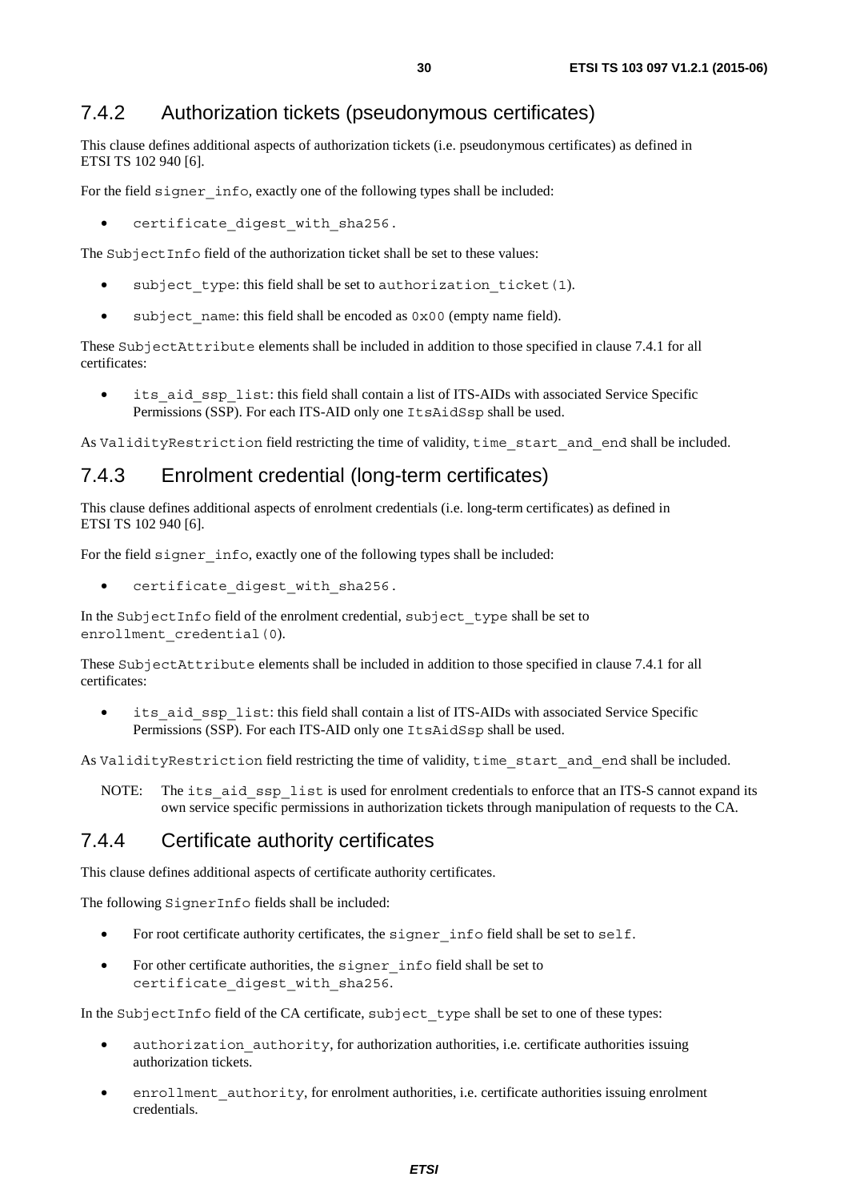### 7.4.2 Authorization tickets (pseudonymous certificates)

This clause defines additional aspects of authorization tickets (i.e. pseudonymous certificates) as defined in ETSI TS 102 940 [6].

For the field `signer_info`, exactly one of the following types shall be included:

- `certificate_digest_with_sha256`.

The `SubjectInfo` field of the authorization ticket shall be set to these values:

- `subject_type`: this field shall be set to `authorization_ticket(1)`.
- `subject_name`: this field shall be encoded as `0x00` (empty name field).

These `SubjectAttribute` elements shall be included in addition to those specified in clause 7.4.1 for all certificates:

- `its_aid_ssp_list`: this field shall contain a list of ITS-AIDs with associated Service Specific Permissions (SSP). For each ITS-AID only one `ItsAidSsp` shall be used.

As `ValidityRestriction` field restricting the time of validity, `time_start_and_end` shall be included.

### 7.4.3 Enrolment credential (long-term certificates)

This clause defines additional aspects of enrolment credentials (i.e. long-term certificates) as defined in ETSI TS 102 940 [6].

For the field `signer_info`, exactly one of the following types shall be included:

- `certificate_digest_with_sha256`.

In the `SubjectInfo` field of the enrolment credential, `subject_type` shall be set to `enrollment_credential(0)`.

These `SubjectAttribute` elements shall be included in addition to those specified in clause 7.4.1 for all certificates:

- `its_aid_ssp_list`: this field shall contain a list of ITS-AIDs with associated Service Specific Permissions (SSP). For each ITS-AID only one `ItsAidSsp` shall be used.

As `ValidityRestriction` field restricting the time of validity, `time_start_and_end` shall be included.

NOTE: The `its_aid_ssp_list` is used for enrolment credentials to enforce that an ITS-S cannot expand its own service specific permissions in authorization tickets through manipulation of requests to the CA.

### 7.4.4 Certificate authority certificates

This clause defines additional aspects of certificate authority certificates.

The following `SignerInfo` fields shall be included:

- For root certificate authority certificates, the `signer_info` field shall be set to `self`.
- For other certificate authorities, the `signer_info` field shall be set to `certificate_digest_with_sha256`.

In the `SubjectInfo` field of the CA certificate, `subject_type` shall be set to one of these types:

- `authorization_authority`, for authorization authorities, i.e. certificate authorities issuing authorization tickets.
- `enrollment_authority`, for enrolment authorities, i.e. certificate authorities issuing enrolment credentials.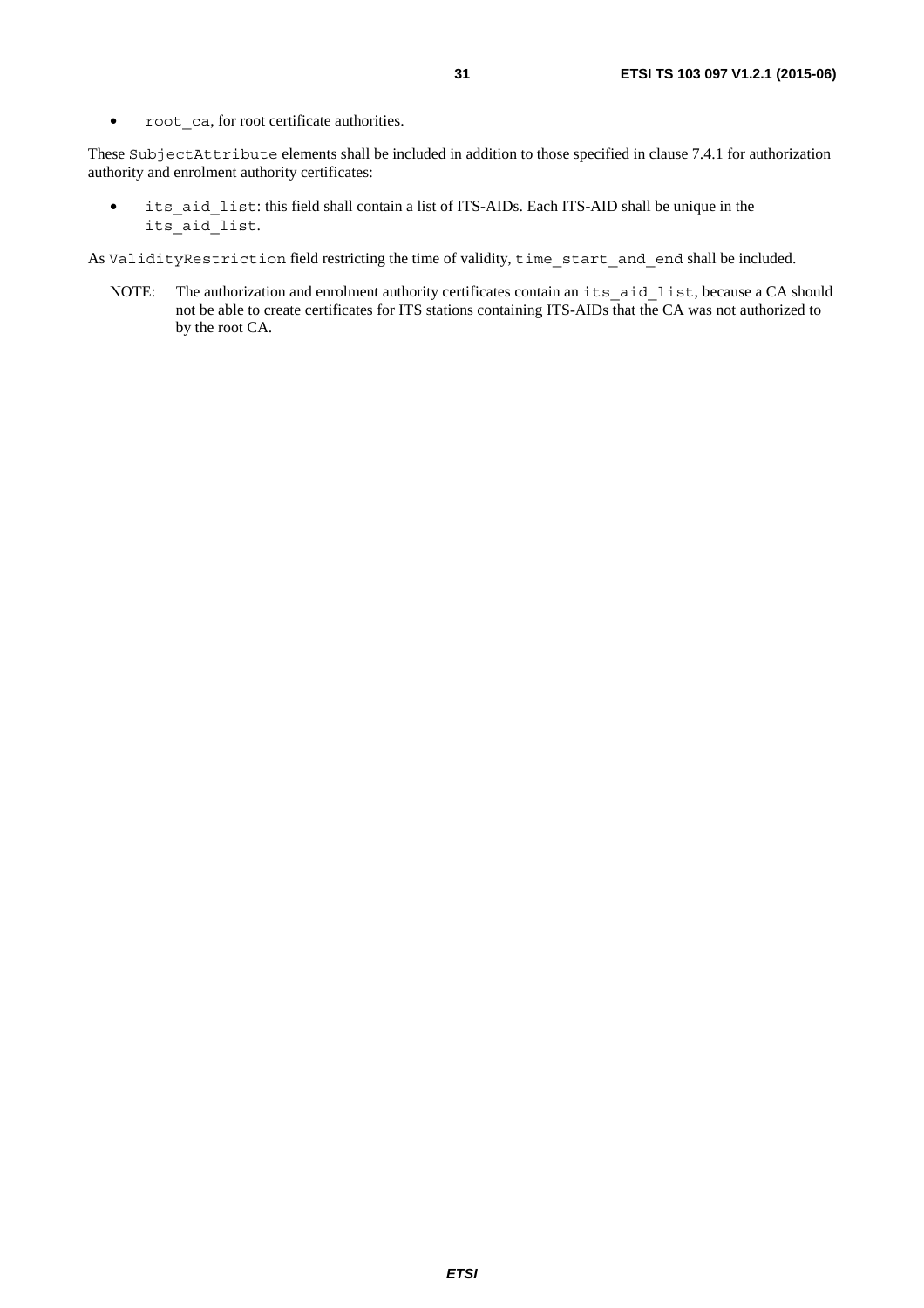- `root_ca`, for root certificate authorities.

These `SubjectAttribute` elements shall be included in addition to those specified in clause 7.4.1 for authorization authority and enrolment authority certificates:

- `its_aid_list`: this field shall contain a list of ITS-AIDs. Each ITS-AID shall be unique in the `its_aid_list`.

As `ValidityRestriction` field restricting the time of validity, `time_start_and_end` shall be included.

NOTE: The authorization and enrolment authority certificates contain an `its_aid_list`, because a CA should not be able to create certificates for ITS stations containing ITS-AIDs that the CA was not authorized to by the root CA.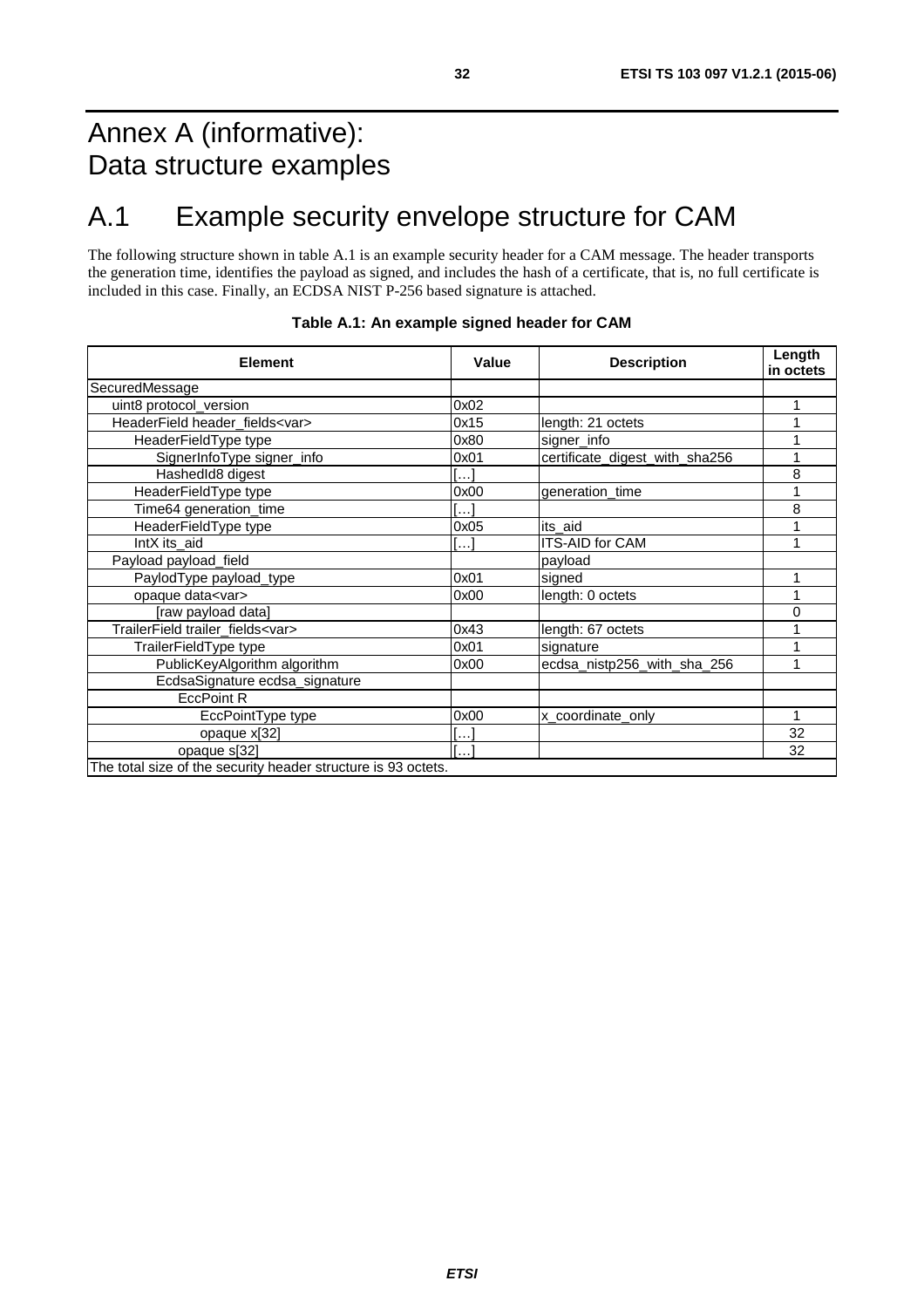# Annex A (informative): Data structure examples

# A.1 Example security envelope structure for CAM

The following structure shown in table A.1 is an example security header for a CAM message. The header transports the generation time, identifies the payload as signed, and includes the hash of a certificate, that is, no full certificate is included in this case. Finally, an ECDSA NIST P-256 based signature is attached.

**Table A.1: An example signed header for CAM**

| Element | Value | Description | Length in octets |
|---|---|---|---|
| SecuredMessage | | | |
| uint8 protocol_version | 0x02 | | 1 |
| HeaderField header_fields<var> | 0x15 | length: 21 octets | 1 |
| HeaderFieldType type | 0x80 | signer_info | 1 |
| SignerInfoType signer_info | 0x01 | certificate_digest_with_sha256 | 1 |
| HashedId8 digest | […] | | 8 |
| HeaderFieldType type | 0x00 | generation_time | 1 |
| Time64 generation_time | […] | | 8 |
| HeaderFieldType type | 0x05 | its_aid | 1 |
| IntX its_aid | […] | ITS-AID for CAM | 1 |
| Payload payload_field | | payload | |
| PaylodType payload_type | 0x01 | signed | 1 |
| opaque data<var> | 0x00 | length: 0 octets | 1 |
| [raw payload data] | | | 0 |
| TrailerField trailer_fields<var> | 0x43 | length: 67 octets | 1 |
| TrailerFieldType type | 0x01 | signature | 1 |
| PublicKeyAlgorithm algorithm | 0x00 | ecdsa_nistp256_with_sha_256 | 1 |
| EcdsaSignature ecdsa_signature | | | |
| EccPoint R | | | |
| EccPointType type | 0x00 | x_coordinate_only | 1 |
| opaque x[32] | […] | | 32 |
| opaque s[32] | […] | | 32 |
| The total size of the security header structure is 93 octets. | | | |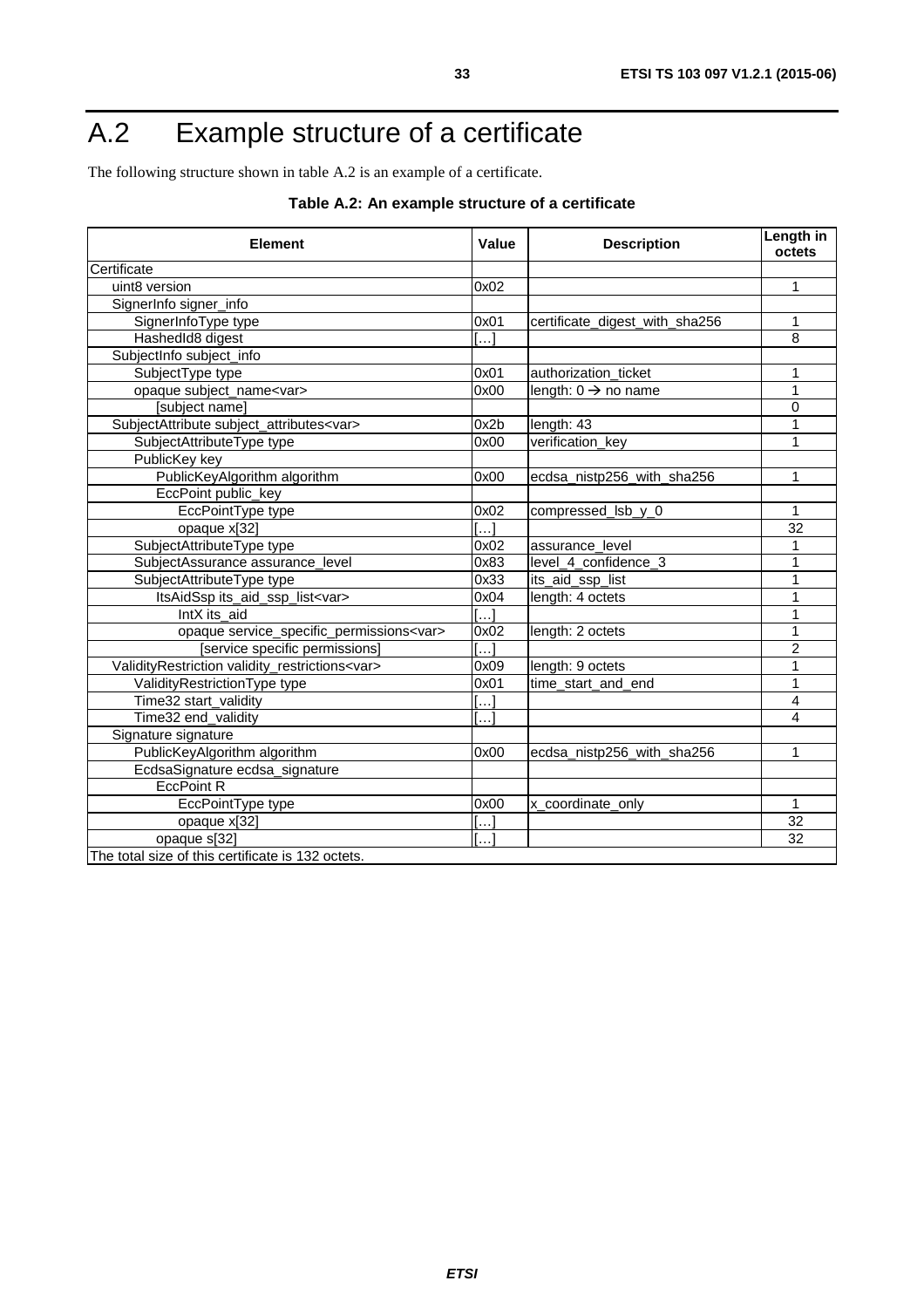# A.2 Example structure of a certificate

The following structure shown in table A.2 is an example of a certificate.

**Table A.2: An example structure of a certificate**

| Element | Value | Description | Length in octets |
|---|---|---|---|
| Certificate | | | |
| uint8 version | 0x02 | | 1 |
| SignerInfo signer_info | | | |
| SignerInfoType type | 0x01 | certificate_digest_with_sha256 | 1 |
| HashedId8 digest | […] | | 8 |
| SubjectInfo subject_info | | | |
| SubjectType type | 0x01 | authorization_ticket | 1 |
| opaque subject_name<var> | 0x00 | length: 0 → no name | 1 |
| [subject name] | | | 0 |
| SubjectAttribute subject_attributes<var> | 0x2b | length: 43 | 1 |
| SubjectAttributeType type | 0x00 | verification_key | 1 |
| PublicKey key | | | |
| PublicKeyAlgorithm algorithm | 0x00 | ecdsa_nistp256_with_sha256 | 1 |
| EccPoint public_key | | | |
| EccPointType type | 0x02 | compressed_lsb_y_0 | 1 |
| opaque x[32] | […] | | 32 |
| SubjectAttributeType type | 0x02 | assurance_level | 1 |
| SubjectAssurance assurance_level | 0x83 | level_4_confidence_3 | 1 |
| SubjectAttributeType type | 0x33 | its_aid_ssp_list | 1 |
| ItsAidSsp its_aid_ssp_list<var> | 0x04 | length: 4 octets | 1 |
| IntX its_aid | […] | | 1 |
| opaque service_specific_permissions<var> | 0x02 | length: 2 octets | 1 |
| [service specific permissions] | […] | | 2 |
| ValidityRestriction validity_restrictions<var> | 0x09 | length: 9 octets | 1 |
| ValidityRestrictionType type | 0x01 | time_start_and_end | 1 |
| Time32 start_validity | […] | | 4 |
| Time32 end_validity | […] | | 4 |
| Signature signature | | | |
| PublicKeyAlgorithm algorithm | 0x00 | ecdsa_nistp256_with_sha256 | 1 |
| EcdsaSignature ecdsa_signature | | | |
| EccPoint R | | | |
| EccPointType type | 0x00 | x_coordinate_only | 1 |
| opaque x[32] | […] | | 32 |
| opaque s[32] | […] | | 32 |
| The total size of this certificate is 132 octets. | | | |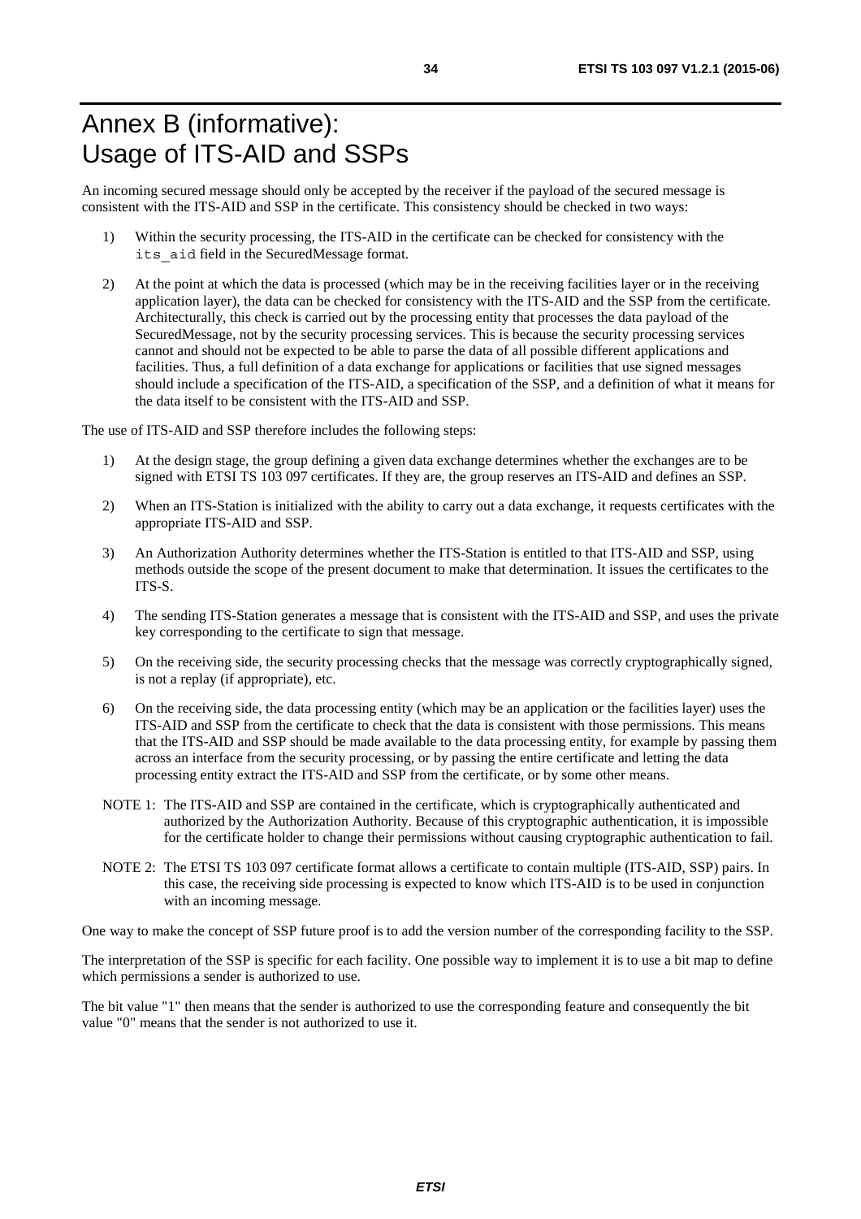# Annex B (informative): Usage of ITS-AID and SSPs

An incoming secured message should only be accepted by the receiver if the payload of the secured message is consistent with the ITS-AID and SSP in the certificate. This consistency should be checked in two ways:

1) Within the security processing, the ITS-AID in the certificate can be checked for consistency with the `its_aid` field in the SecuredMessage format.

2) At the point at which the data is processed (which may be in the receiving facilities layer or in the receiving application layer), the data can be checked for consistency with the ITS-AID and the SSP from the certificate. Architecturally, this check is carried out by the processing entity that processes the data payload of the SecuredMessage, not by the security processing services. This is because the security processing services cannot and should not be expected to be able to parse the data of all possible different applications and facilities. Thus, a full definition of a data exchange for applications or facilities that use signed messages should include a specification of the ITS-AID, a specification of the SSP, and a definition of what it means for the data itself to be consistent with the ITS-AID and SSP.

The use of ITS-AID and SSP therefore includes the following steps:

1) At the design stage, the group defining a given data exchange determines whether the exchanges are to be signed with ETSI TS 103 097 certificates. If they are, the group reserves an ITS-AID and defines an SSP.

2) When an ITS-Station is initialized with the ability to carry out a data exchange, it requests certificates with the appropriate ITS-AID and SSP.

3) An Authorization Authority determines whether the ITS-Station is entitled to that ITS-AID and SSP, using methods outside the scope of the present document to make that determination. It issues the certificates to the ITS-S.

4) The sending ITS-Station generates a message that is consistent with the ITS-AID and SSP, and uses the private key corresponding to the certificate to sign that message.

5) On the receiving side, the security processing checks that the message was correctly cryptographically signed, is not a replay (if appropriate), etc.

6) On the receiving side, the data processing entity (which may be an application or the facilities layer) uses the ITS-AID and SSP from the certificate to check that the data is consistent with those permissions. This means that the ITS-AID and SSP should be made available to the data processing entity, for example by passing them across an interface from the security processing, or by passing the entire certificate and letting the data processing entity extract the ITS-AID and SSP from the certificate, or by some other means.

NOTE 1: The ITS-AID and SSP are contained in the certificate, which is cryptographically authenticated and authorized by the Authorization Authority. Because of this cryptographic authentication, it is impossible for the certificate holder to change their permissions without causing cryptographic authentication to fail.

NOTE 2: The ETSI TS 103 097 certificate format allows a certificate to contain multiple (ITS-AID, SSP) pairs. In this case, the receiving side processing is expected to know which ITS-AID is to be used in conjunction with an incoming message.

One way to make the concept of SSP future proof is to add the version number of the corresponding facility to the SSP.

The interpretation of the SSP is specific for each facility. One possible way to implement it is to use a bit map to define which permissions a sender is authorized to use.

The bit value "1" then means that the sender is authorized to use the corresponding feature and consequently the bit value "0" means that the sender is not authorized to use it.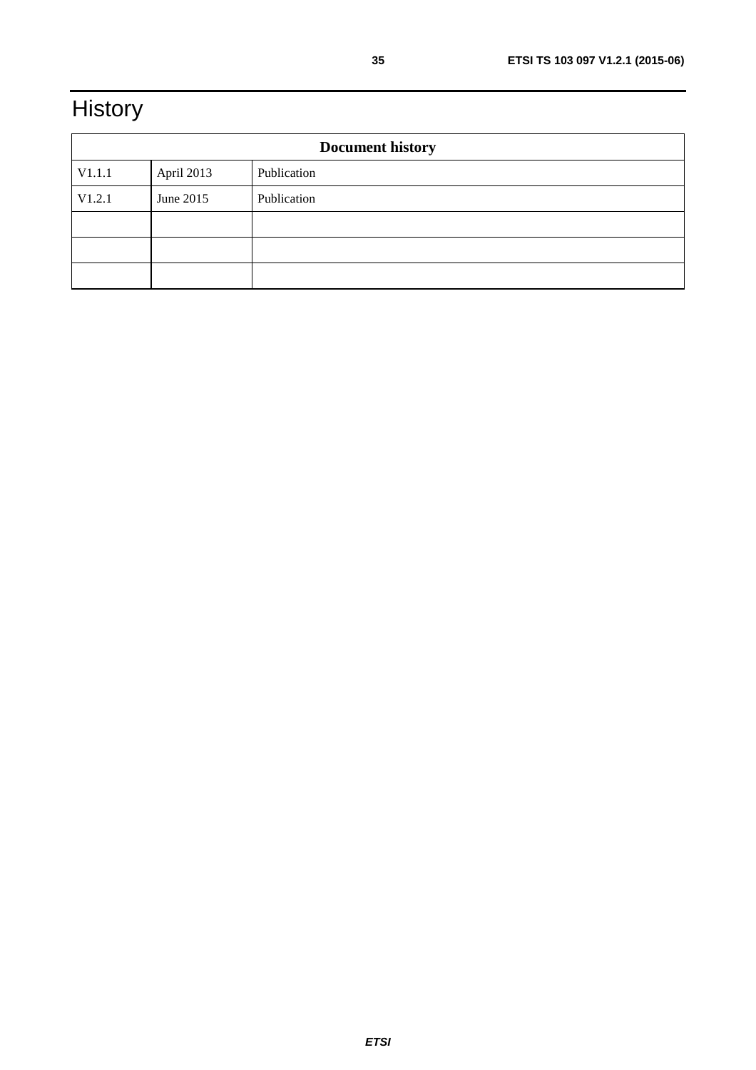# History

| Document history | | |
|---|---|---|
| V1.1.1 | April 2013 | Publication |
| V1.2.1 | June 2015 | Publication |
| | | |
| | | |
| | | |